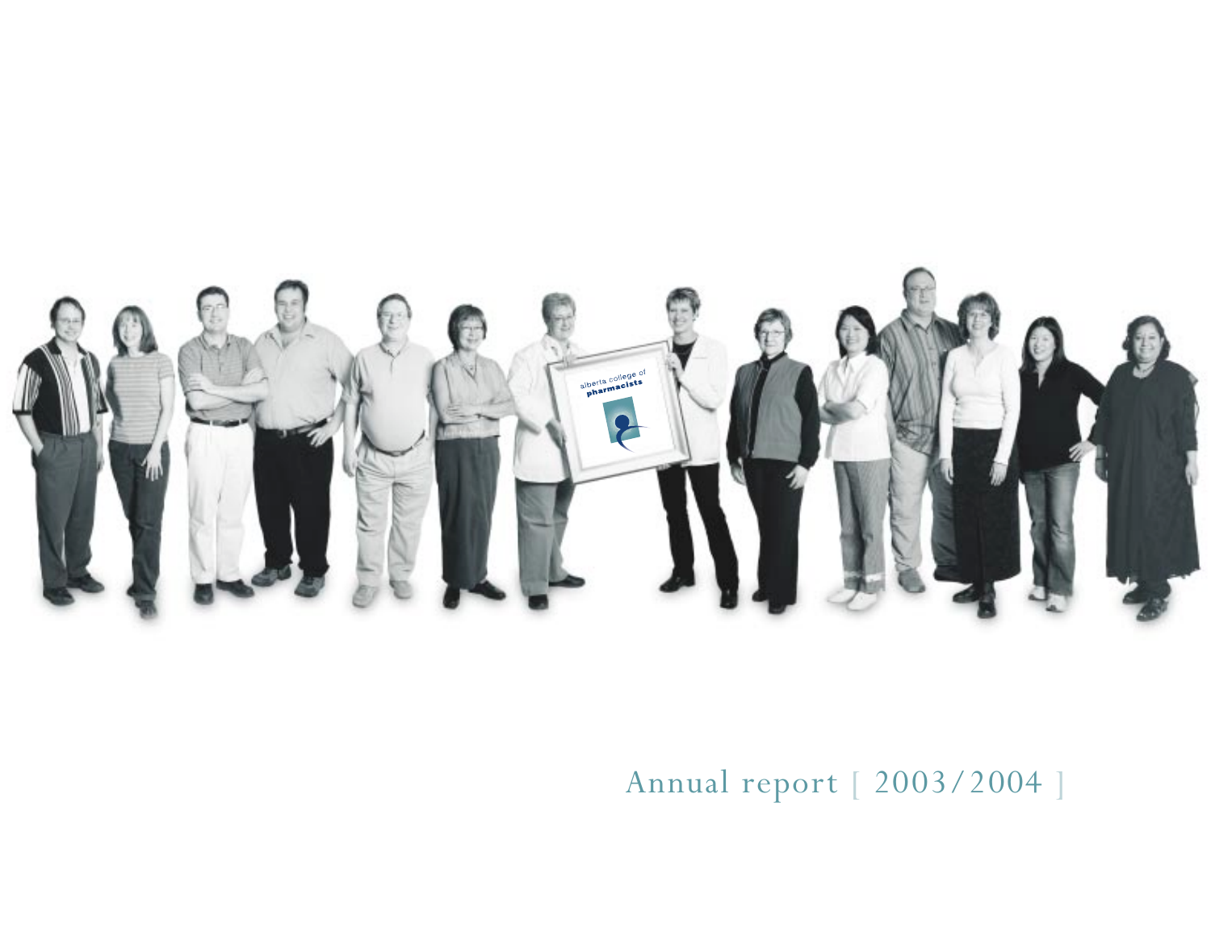alberta college of **pharmacists**

Annual report [ 2003/2004 ]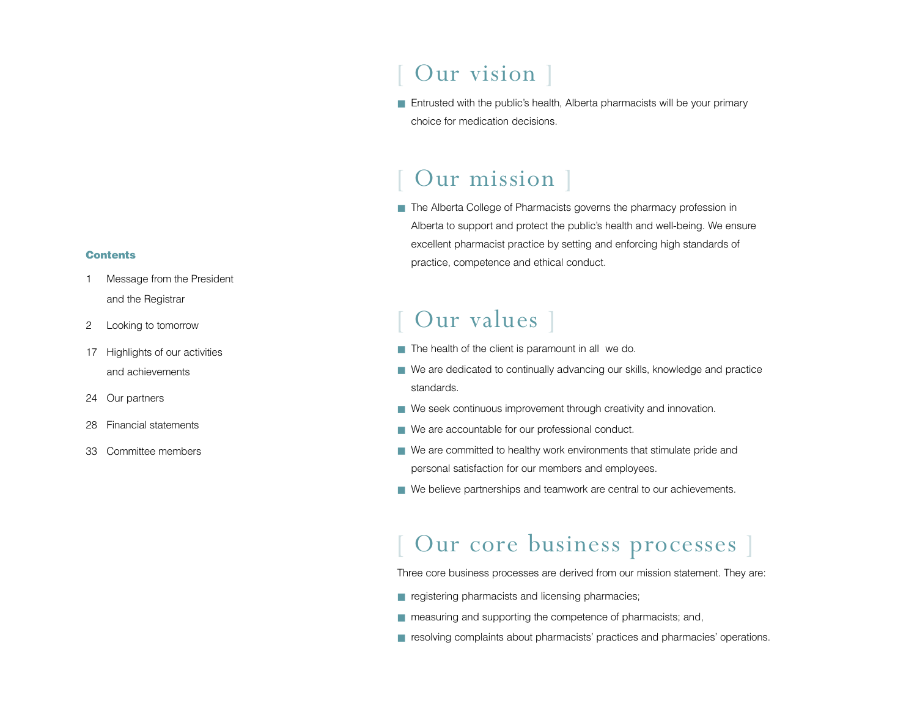**Contents**

1 Message from the President and the Registrar

2 Looking to tomorrow

17 Highlights of our activities and achievements

24 Our partners

28 Financial statements

33 Committee members

# [ Our vision ]

- Entrusted with the public's health, Alberta pharmacists will be your primary choice for medication decisions.

# [ Our mission ]

- The Alberta College of Pharmacists governs the pharmacy profession in Alberta to support and protect the public's health and well-being. We ensure excellent pharmacist practice by setting and enforcing high standards of practice, competence and ethical conduct.

# [ Our values ]

- The health of the client is paramount in all we do.
- We are dedicated to continually advancing our skills, knowledge and practice standards.
- We seek continuous improvement through creativity and innovation.
- We are accountable for our professional conduct.
- We are committed to healthy work environments that stimulate pride and personal satisfaction for our members and employees.
- We believe partnerships and teamwork are central to our achievements.

# [ Our core business processes ]

Three core business processes are derived from our mission statement. They are:

- registering pharmacists and licensing pharmacies;
- measuring and supporting the competence of pharmacists; and,
- resolving complaints about pharmacists' practices and pharmacies' operations.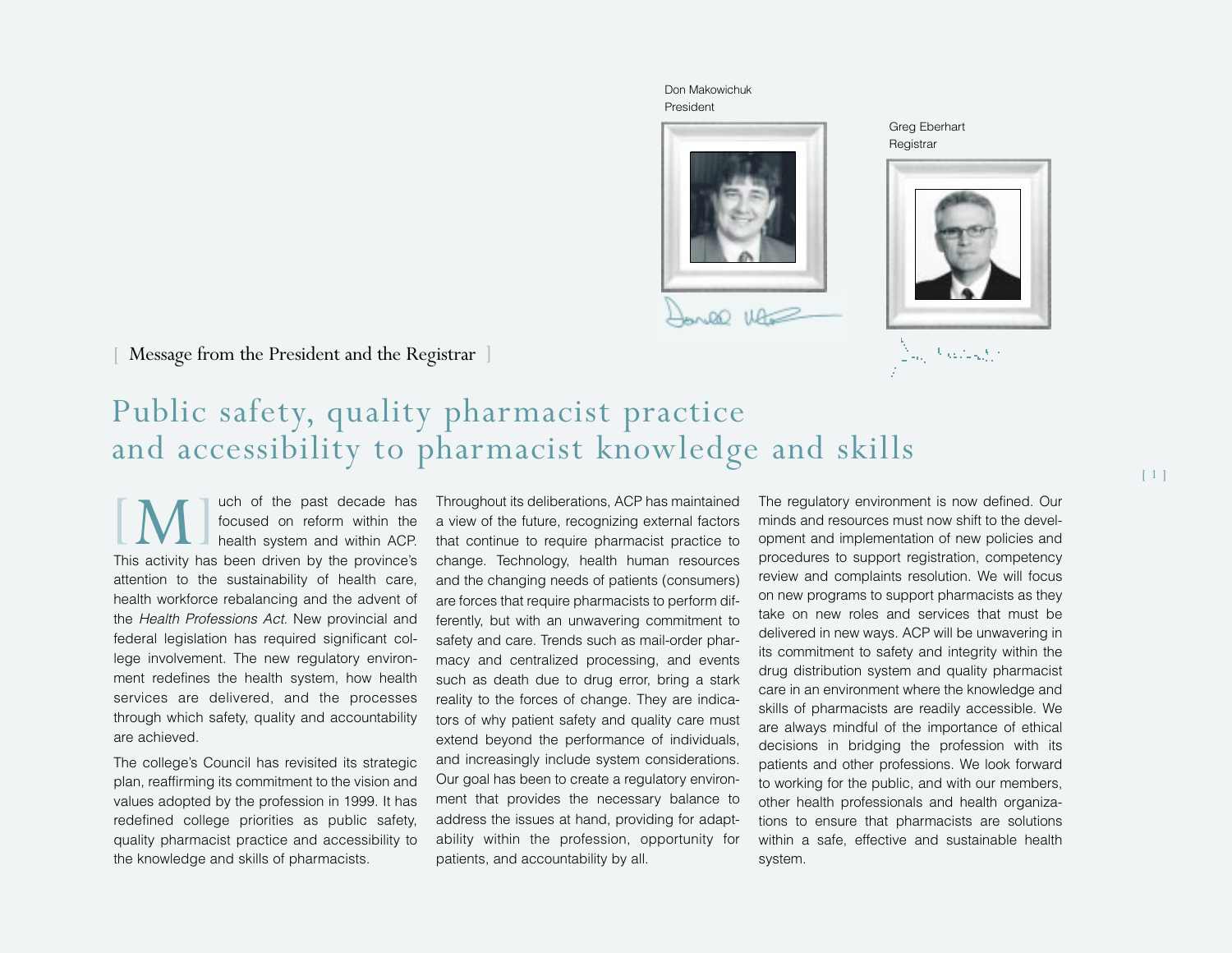Don Makowichuk
President

Greg Eberhart
Registrar

[ Message from the President and the Registrar ]

# Public safety, quality pharmacist practice and accessibility to pharmacist knowledge and skills

Much of the past decade has focused on reform within the health system and within ACP. This activity has been driven by the province's attention to the sustainability of health care, health workforce rebalancing and the advent of the *Health Professions Act*. New provincial and federal legislation has required significant college involvement. The new regulatory environment redefines the health system, how health services are delivered, and the processes through which safety, quality and accountability are achieved.

The college's Council has revisited its strategic plan, reaffirming its commitment to the vision and values adopted by the profession in 1999. It has redefined college priorities as public safety, quality pharmacist practice and accessibility to the knowledge and skills of pharmacists.

Throughout its deliberations, ACP has maintained a view of the future, recognizing external factors that continue to require pharmacist practice to change. Technology, health human resources and the changing needs of patients (consumers) are forces that require pharmacists to perform differently, but with an unwavering commitment to safety and care. Trends such as mail-order pharmacy and centralized processing, and events such as death due to drug error, bring a stark reality to the forces of change. They are indicators of why patient safety and quality care must extend beyond the performance of individuals, and increasingly include system considerations. Our goal has been to create a regulatory environment that provides the necessary balance to address the issues at hand, providing for adaptability within the profession, opportunity for patients, and accountability by all.

The regulatory environment is now defined. Our minds and resources must now shift to the development and implementation of new policies and procedures to support registration, competency review and complaints resolution. We will focus on new programs to support pharmacists as they take on new roles and services that must be delivered in new ways. ACP will be unwavering in its commitment to safety and integrity within the drug distribution system and quality pharmacist care in an environment where the knowledge and skills of pharmacists are readily accessible. We are always mindful of the importance of ethical decisions in bridging the profession with its patients and other professions. We look forward to working for the public, and with our members, other health professionals and health organizations to ensure that pharmacists are solutions within a safe, effective and sustainable health system.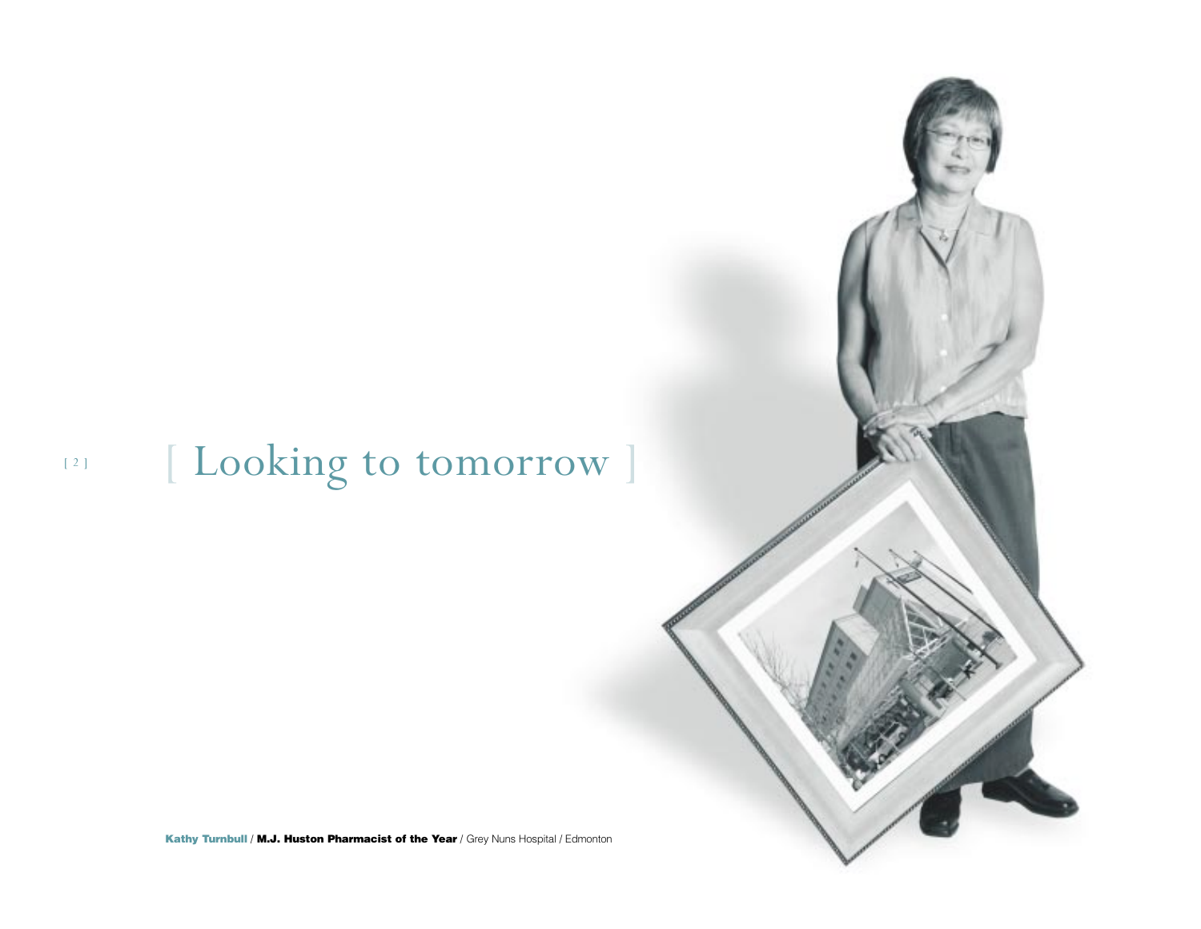# [ Looking to tomorrow ]

**Kathy Turnbull** / **M.J. Huston Pharmacist of the Year** / Grey Nuns Hospital / Edmonton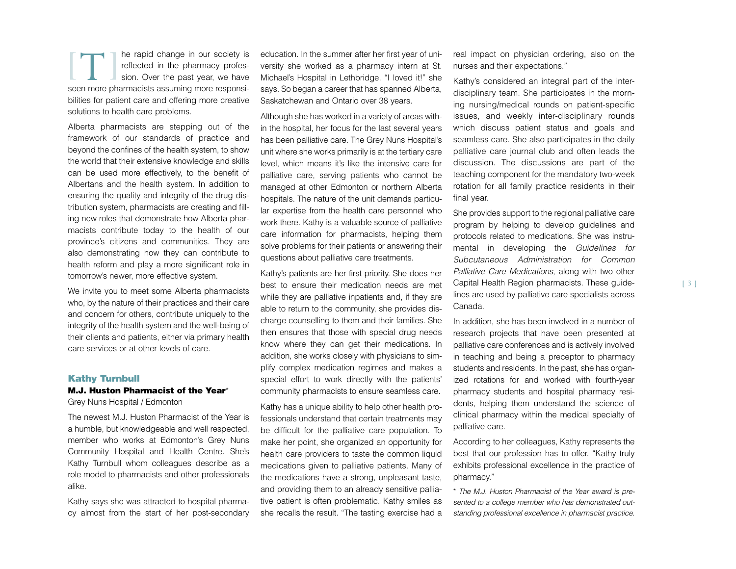The rapid change in our society is reflected in the pharmacy profession. Over the past year, we have seen more pharmacists assuming more responsibilities for patient care and offering more creative solutions to health care problems.

Alberta pharmacists are stepping out of the framework of our standards of practice and beyond the confines of the health system, to show the world that their extensive knowledge and skills can be used more effectively, to the benefit of Albertans and the health system. In addition to ensuring the quality and integrity of the drug distribution system, pharmacists are creating and filling new roles that demonstrate how Alberta pharmacists contribute today to the health of our province's citizens and communities. They are also demonstrating how they can contribute to health reform and play a more significant role in tomorrow's newer, more effective system.

We invite you to meet some Alberta pharmacists who, by the nature of their practices and their care and concern for others, contribute uniquely to the integrity of the health system and the well-being of their clients and patients, either via primary health care services or at other levels of care.

## Kathy Turnbull

**M.J. Huston Pharmacist of the Year***

Grey Nuns Hospital / Edmonton

The newest M.J. Huston Pharmacist of the Year is a humble, but knowledgeable and well respected, member who works at Edmonton's Grey Nuns Community Hospital and Health Centre. She's Kathy Turnbull whom colleagues describe as a role model to pharmacists and other professionals alike.

Kathy says she was attracted to hospital pharmacy almost from the start of her post-secondary education. In the summer after her first year of university she worked as a pharmacy intern at St. Michael's Hospital in Lethbridge. "I loved it!" she says. So began a career that has spanned Alberta, Saskatchewan and Ontario over 38 years.

Although she has worked in a variety of areas within the hospital, her focus for the last several years has been palliative care. The Grey Nuns Hospital's unit where she works primarily is at the tertiary care level, which means it's like the intensive care for palliative care, serving patients who cannot be managed at other Edmonton or northern Alberta hospitals. The nature of the unit demands particular expertise from the health care personnel who work there. Kathy is a valuable source of palliative care information for pharmacists, helping them solve problems for their patients or answering their questions about palliative care treatments.

Kathy's patients are her first priority. She does her best to ensure their medication needs are met while they are palliative inpatients and, if they are able to return to the community, she provides discharge counselling to them and their families. She then ensures that those with special drug needs know where they can get their medications. In addition, she works closely with physicians to simplify complex medication regimes and makes a special effort to work directly with the patients' community pharmacists to ensure seamless care.

Kathy has a unique ability to help other health professionals understand that certain treatments may be difficult for the palliative care population. To make her point, she organized an opportunity for health care providers to taste the common liquid medications given to palliative patients. Many of the medications have a strong, unpleasant taste, and providing them to an already sensitive palliative patient is often problematic. Kathy smiles as she recalls the result. "The tasting exercise had a real impact on physician ordering, also on the nurses and their expectations."

Kathy's considered an integral part of the inter-disciplinary team. She participates in the morning nursing/medical rounds on patient-specific issues, and weekly inter-disciplinary rounds which discuss patient status and goals and seamless care. She also participates in the daily palliative care journal club and often leads the discussion. The discussions are part of the teaching component for the mandatory two-week rotation for all family practice residents in their final year.

She provides support to the regional palliative care program by helping to develop guidelines and protocols related to medications. She was instrumental in developing the *Guidelines for Subcutaneous Administration for Common Palliative Care Medications*, along with two other Capital Health Region pharmacists. These guidelines are used by palliative care specialists across Canada.

In addition, she has been involved in a number of research projects that have been presented at palliative care conferences and is actively involved in teaching and being a preceptor to pharmacy students and residents. In the past, she has organized rotations for and worked with fourth-year pharmacy students and hospital pharmacy residents, helping them understand the science of clinical pharmacy within the medical specialty of palliative care.

According to her colleagues, Kathy represents the best that our profession has to offer. "Kathy truly exhibits professional excellence in the practice of pharmacy."

\* *The M.J. Huston Pharmacist of the Year award is presented to a college member who has demonstrated outstanding professional excellence in pharmacist practice.*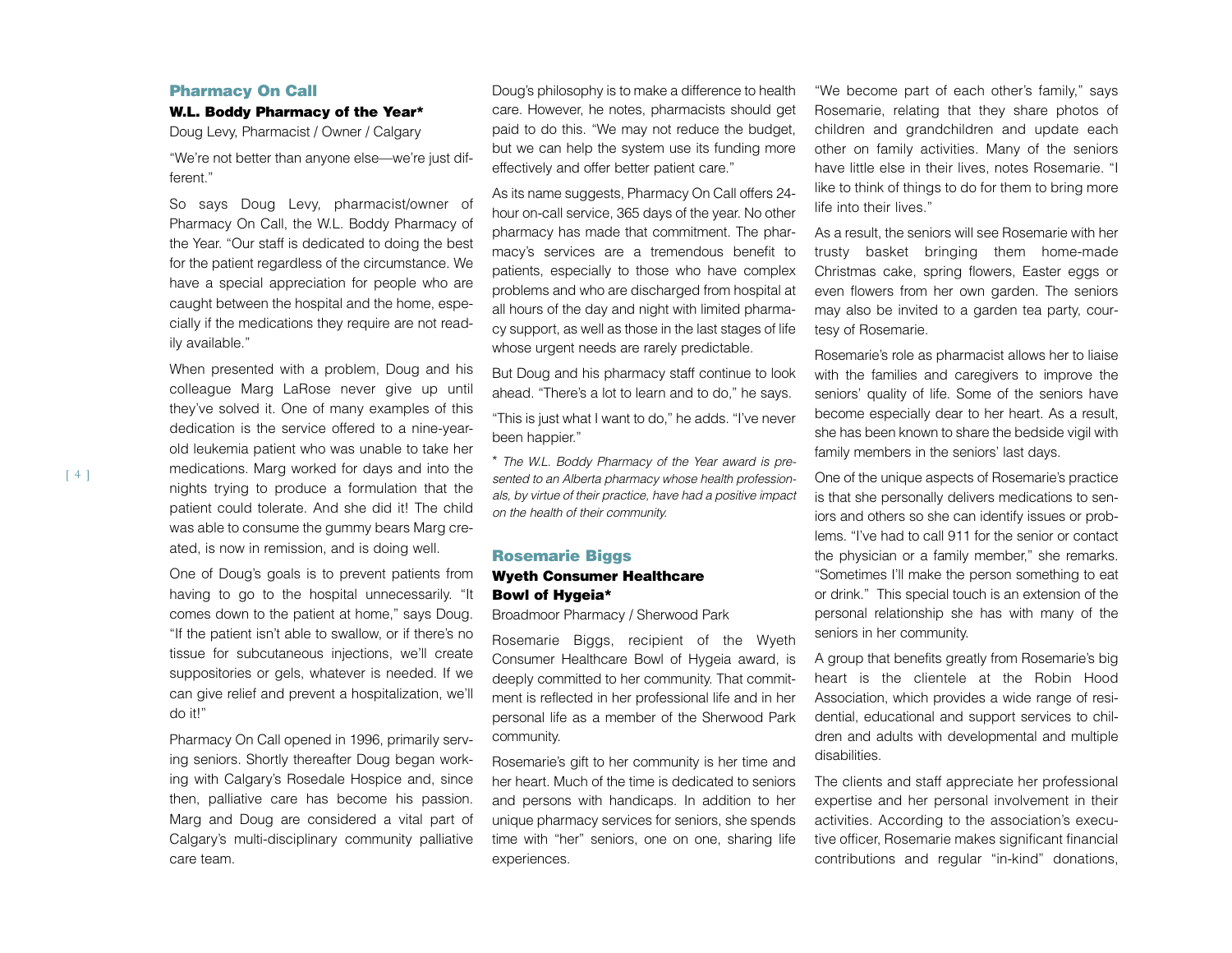## Pharmacy On Call

### W.L. Boddy Pharmacy of the Year*

Doug Levy, Pharmacist / Owner / Calgary

"We're not better than anyone else—we're just different."

So says Doug Levy, pharmacist/owner of Pharmacy On Call, the W.L. Boddy Pharmacy of the Year. "Our staff is dedicated to doing the best for the patient regardless of the circumstance. We have a special appreciation for people who are caught between the hospital and the home, especially if the medications they require are not readily available."

When presented with a problem, Doug and his colleague Marg LaRose never give up until they've solved it. One of many examples of this dedication is the service offered to a nine-year-old leukemia patient who was unable to take her medications. Marg worked for days and into the nights trying to produce a formulation that the patient could tolerate. And she did it! The child was able to consume the gummy bears Marg created, is now in remission, and is doing well.

One of Doug's goals is to prevent patients from having to go to the hospital unnecessarily. "It comes down to the patient at home," says Doug. "If the patient isn't able to swallow, or if there's no tissue for subcutaneous injections, we'll create suppositories or gels, whatever is needed. If we can give relief and prevent a hospitalization, we'll do it!"

Pharmacy On Call opened in 1996, primarily serving seniors. Shortly thereafter Doug began working with Calgary's Rosedale Hospice and, since then, palliative care has become his passion. Marg and Doug are considered a vital part of Calgary's multi-disciplinary community palliative care team.

Doug's philosophy is to make a difference to health care. However, he notes, pharmacists should get paid to do this. "We may not reduce the budget, but we can help the system use its funding more effectively and offer better patient care."

As its name suggests, Pharmacy On Call offers 24-hour on-call service, 365 days of the year. No other pharmacy has made that commitment. The pharmacy's services are a tremendous benefit to patients, especially to those who have complex problems and who are discharged from hospital at all hours of the day and night with limited pharmacy support, as well as those in the last stages of life whose urgent needs are rarely predictable.

But Doug and his pharmacy staff continue to look ahead. "There's a lot to learn and to do," he says.

"This is just what I want to do," he adds. "I've never been happier."

*\* The W.L. Boddy Pharmacy of the Year award is presented to an Alberta pharmacy whose health professionals, by virtue of their practice, have had a positive impact on the health of their community.*

## Rosemarie Biggs

### Wyeth Consumer Healthcare Bowl of Hygeia*

Broadmoor Pharmacy / Sherwood Park

Rosemarie Biggs, recipient of the Wyeth Consumer Healthcare Bowl of Hygeia award, is deeply committed to her community. That commitment is reflected in her professional life and in her personal life as a member of the Sherwood Park community.

Rosemarie's gift to her community is her time and her heart. Much of the time is dedicated to seniors and persons with handicaps. In addition to her unique pharmacy services for seniors, she spends time with "her" seniors, one on one, sharing life experiences.

"We become part of each other's family," says Rosemarie, relating that they share photos of children and grandchildren and update each other on family activities. Many of the seniors have little else in their lives, notes Rosemarie. "I like to think of things to do for them to bring more life into their lives."

As a result, the seniors will see Rosemarie with her trusty basket bringing them home-made Christmas cake, spring flowers, Easter eggs or even flowers from her own garden. The seniors may also be invited to a garden tea party, courtesy of Rosemarie.

Rosemarie's role as pharmacist allows her to liaise with the families and caregivers to improve the seniors' quality of life. Some of the seniors have become especially dear to her heart. As a result, she has been known to share the bedside vigil with family members in the seniors' last days.

One of the unique aspects of Rosemarie's practice is that she personally delivers medications to seniors and others so she can identify issues or problems. "I've had to call 911 for the senior or contact the physician or a family member," she remarks. "Sometimes I'll make the person something to eat or drink." This special touch is an extension of the personal relationship she has with many of the seniors in her community.

A group that benefits greatly from Rosemarie's big heart is the clientele at the Robin Hood Association, which provides a wide range of residential, educational and support services to children and adults with developmental and multiple disabilities.

The clients and staff appreciate her professional expertise and her personal involvement in their activities. According to the association's executive officer, Rosemarie makes significant financial contributions and regular "in-kind" donations,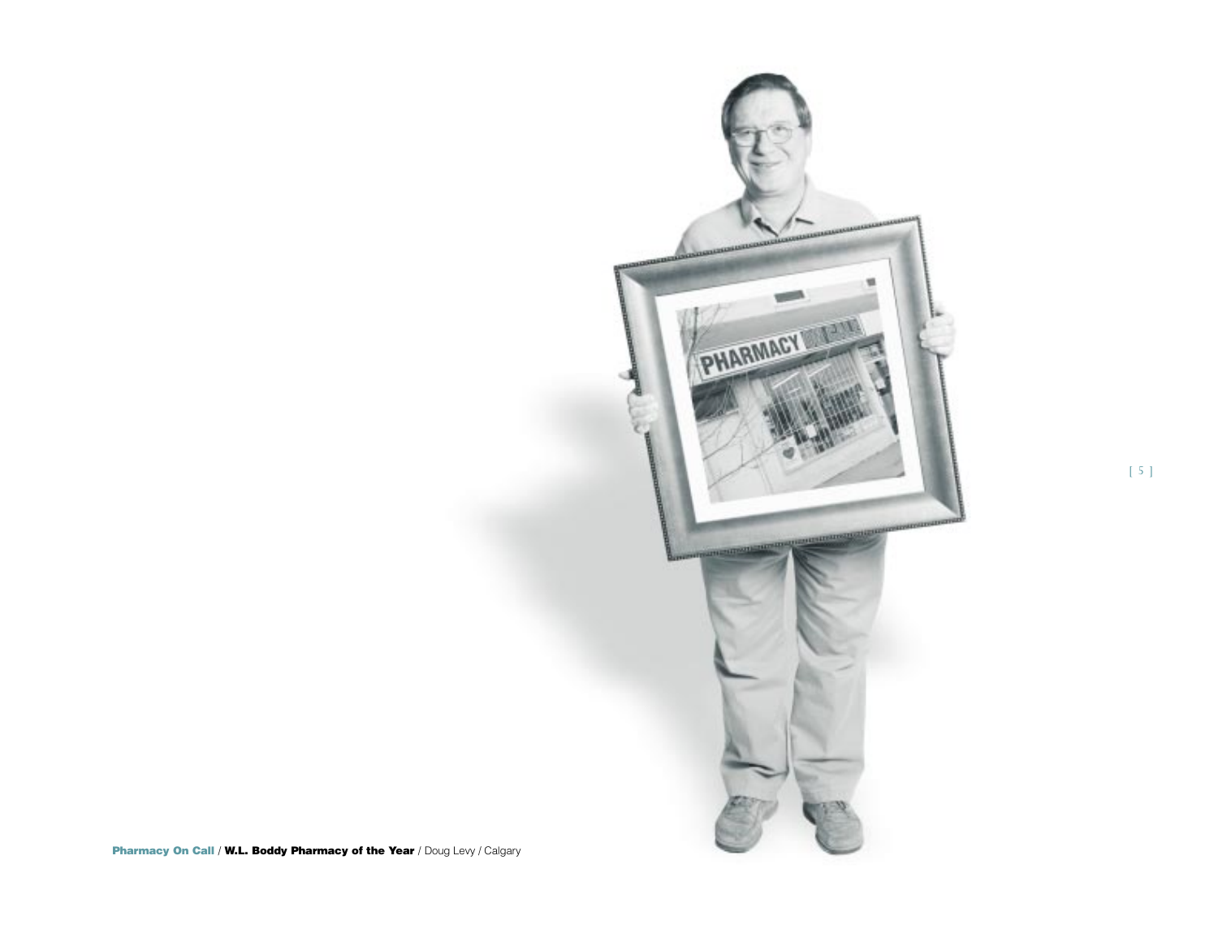**Pharmacy On Call** / **W.L. Boddy Pharmacy of the Year** / Doug Levy / Calgary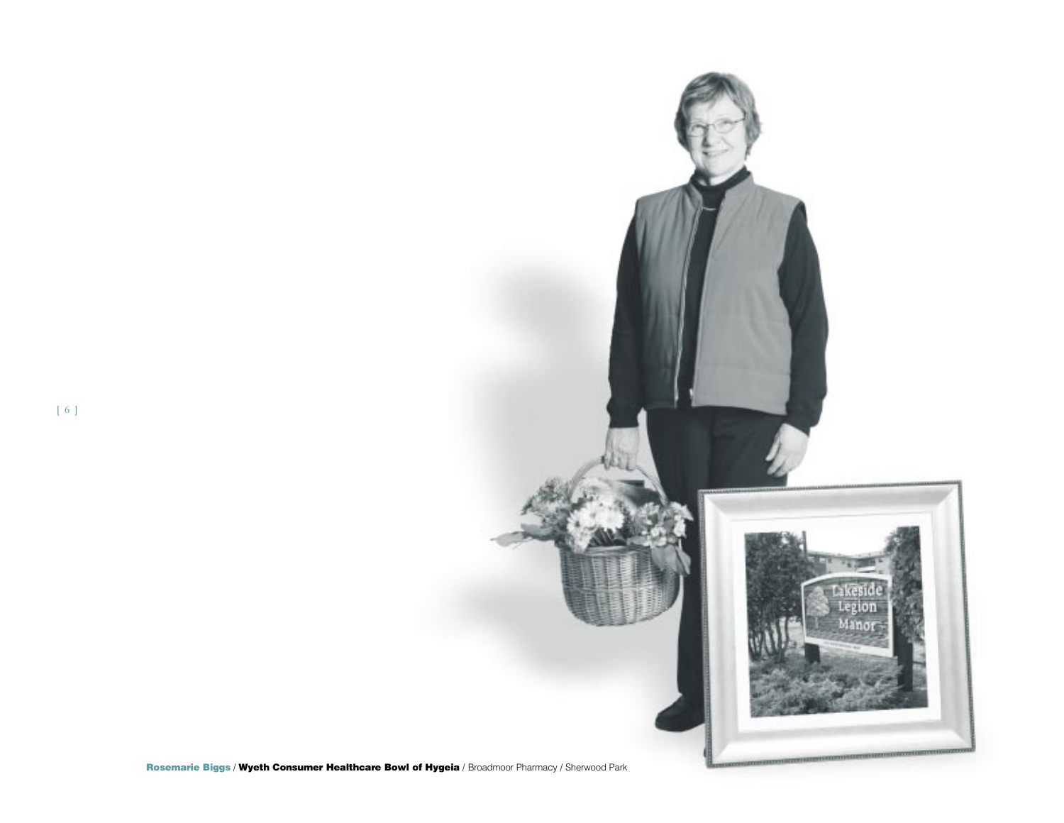**Rosemarie Biggs** / **Wyeth Consumer Healthcare Bowl of Hygeia** / Broadmoor Pharmacy / Sherwood Park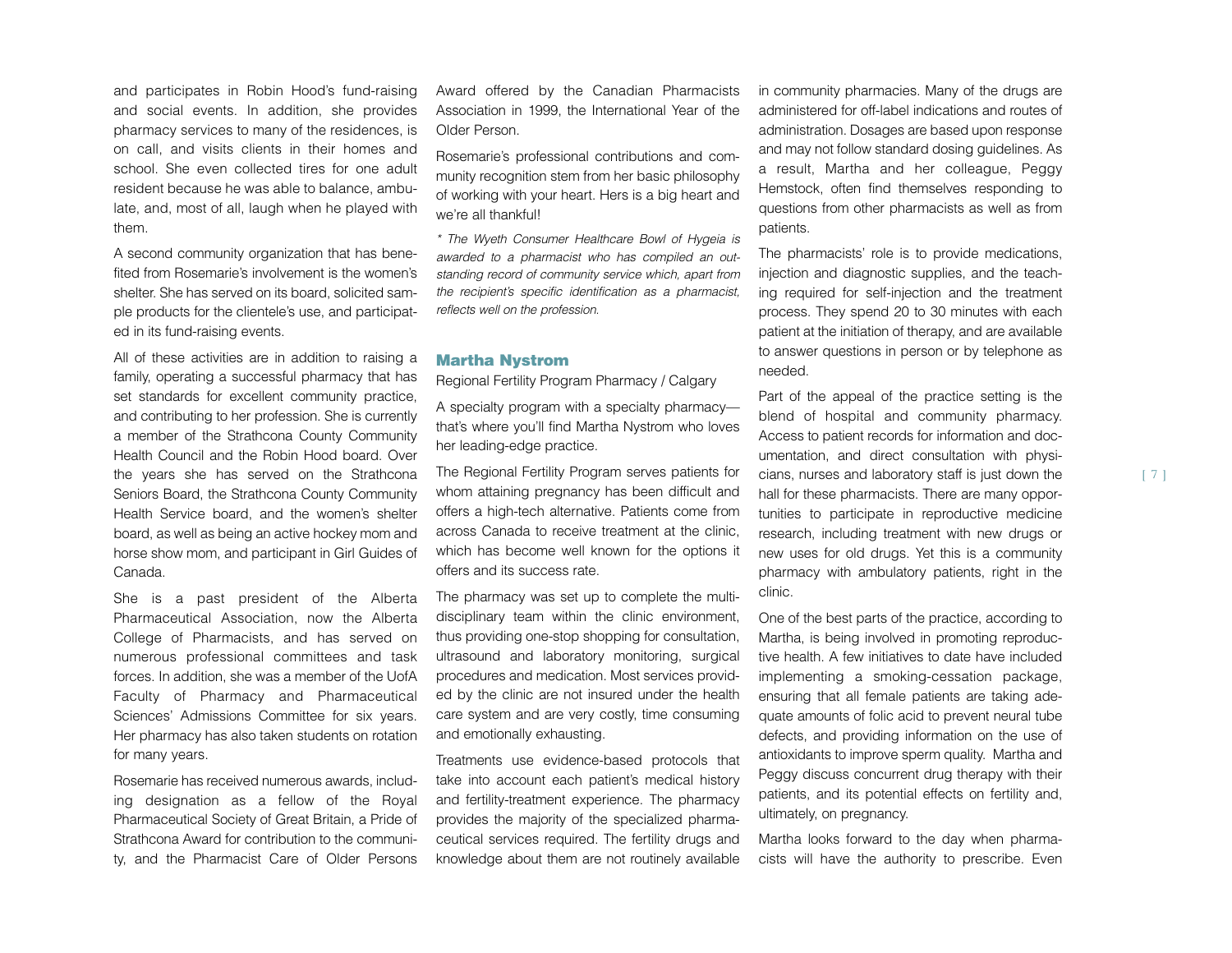and participates in Robin Hood's fund-raising and social events. In addition, she provides pharmacy services to many of the residences, is on call, and visits clients in their homes and school. She even collected tires for one adult resident because he was able to balance, ambulate, and, most of all, laugh when he played with them.

A second community organization that has benefited from Rosemarie's involvement is the women's shelter. She has served on its board, solicited sample products for the clientele's use, and participated in its fund-raising events.

All of these activities are in addition to raising a family, operating a successful pharmacy that has set standards for excellent community practice, and contributing to her profession. She is currently a member of the Strathcona County Community Health Council and the Robin Hood board. Over the years she has served on the Strathcona Seniors Board, the Strathcona County Community Health Service board, and the women's shelter board, as well as being an active hockey mom and horse show mom, and participant in Girl Guides of Canada.

She is a past president of the Alberta Pharmaceutical Association, now the Alberta College of Pharmacists, and has served on numerous professional committees and task forces. In addition, she was a member of the UofA Faculty of Pharmacy and Pharmaceutical Sciences' Admissions Committee for six years. Her pharmacy has also taken students on rotation for many years.

Rosemarie has received numerous awards, including designation as a fellow of the Royal Pharmaceutical Society of Great Britain, a Pride of Strathcona Award for contribution to the community, and the Pharmacist Care of Older Persons Award offered by the Canadian Pharmacists Association in 1999, the International Year of the Older Person.

Rosemarie's professional contributions and community recognition stem from her basic philosophy of working with your heart. Hers is a big heart and we're all thankful!

*\* The Wyeth Consumer Healthcare Bowl of Hygeia is awarded to a pharmacist who has compiled an outstanding record of community service which, apart from the recipient's specific identification as a pharmacist, reflects well on the profession.*

## Martha Nystrom

Regional Fertility Program Pharmacy / Calgary

A specialty program with a specialty pharmacy—that's where you'll find Martha Nystrom who loves her leading-edge practice.

The Regional Fertility Program serves patients for whom attaining pregnancy has been difficult and offers a high-tech alternative. Patients come from across Canada to receive treatment at the clinic, which has become well known for the options it offers and its success rate.

The pharmacy was set up to complete the multidisciplinary team within the clinic environment, thus providing one-stop shopping for consultation, ultrasound and laboratory monitoring, surgical procedures and medication. Most services provided by the clinic are not insured under the health care system and are very costly, time consuming and emotionally exhausting.

Treatments use evidence-based protocols that take into account each patient's medical history and fertility-treatment experience. The pharmacy provides the majority of the specialized pharmaceutical services required. The fertility drugs and knowledge about them are not routinely available in community pharmacies. Many of the drugs are administered for off-label indications and routes of administration. Dosages are based upon response and may not follow standard dosing guidelines. As a result, Martha and her colleague, Peggy Hemstock, often find themselves responding to questions from other pharmacists as well as from patients.

The pharmacists' role is to provide medications, injection and diagnostic supplies, and the teaching required for self-injection and the treatment process. They spend 20 to 30 minutes with each patient at the initiation of therapy, and are available to answer questions in person or by telephone as needed.

Part of the appeal of the practice setting is the blend of hospital and community pharmacy. Access to patient records for information and documentation, and direct consultation with physicians, nurses and laboratory staff is just down the hall for these pharmacists. There are many opportunities to participate in reproductive medicine research, including treatment with new drugs or new uses for old drugs. Yet this is a community pharmacy with ambulatory patients, right in the clinic.

One of the best parts of the practice, according to Martha, is being involved in promoting reproductive health. A few initiatives to date have included implementing a smoking-cessation package, ensuring that all female patients are taking adequate amounts of folic acid to prevent neural tube defects, and providing information on the use of antioxidants to improve sperm quality. Martha and Peggy discuss concurrent drug therapy with their patients, and its potential effects on fertility and, ultimately, on pregnancy.

Martha looks forward to the day when pharmacists will have the authority to prescribe. Even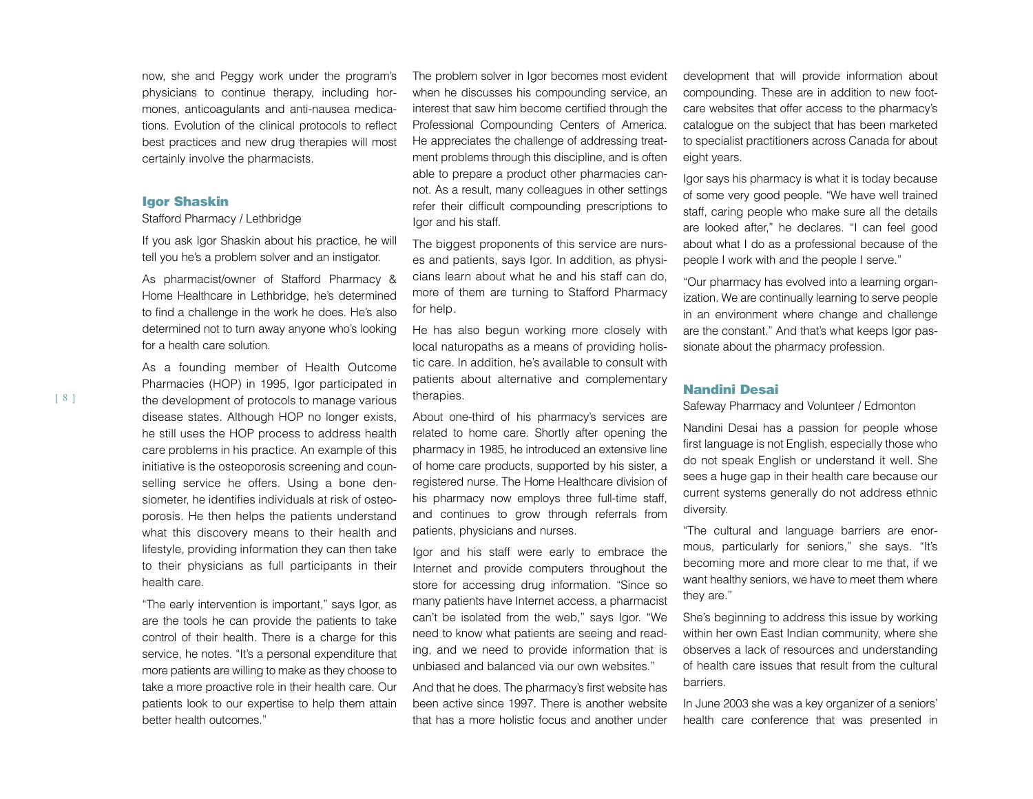now, she and Peggy work under the program's physicians to continue therapy, including hormones, anticoagulants and anti-nausea medications. Evolution of the clinical protocols to reflect best practices and new drug therapies will most certainly involve the pharmacists.

## Igor Shaskin

Stafford Pharmacy / Lethbridge

If you ask Igor Shaskin about his practice, he will tell you he's a problem solver and an instigator.

As pharmacist/owner of Stafford Pharmacy & Home Healthcare in Lethbridge, he's determined to find a challenge in the work he does. He's also determined not to turn away anyone who's looking for a health care solution.

As a founding member of Health Outcome Pharmacies (HOP) in 1995, Igor participated in the development of protocols to manage various disease states. Although HOP no longer exists, he still uses the HOP process to address health care problems in his practice. An example of this initiative is the osteoporosis screening and counselling service he offers. Using a bone densiometer, he identifies individuals at risk of osteoporosis. He then helps the patients understand what this discovery means to their health and lifestyle, providing information they can then take to their physicians as full participants in their health care.

"The early intervention is important," says Igor, as are the tools he can provide the patients to take control of their health. There is a charge for this service, he notes. "It's a personal expenditure that more patients are willing to make as they choose to take a more proactive role in their health care. Our patients look to our expertise to help them attain better health outcomes."

The problem solver in Igor becomes most evident when he discusses his compounding service, an interest that saw him become certified through the Professional Compounding Centers of America. He appreciates the challenge of addressing treatment problems through this discipline, and is often able to prepare a product other pharmacies cannot. As a result, many colleagues in other settings refer their difficult compounding prescriptions to Igor and his staff.

The biggest proponents of this service are nurses and patients, says Igor. In addition, as physicians learn about what he and his staff can do, more of them are turning to Stafford Pharmacy for help.

He has also begun working more closely with local naturopaths as a means of providing holistic care. In addition, he's available to consult with patients about alternative and complementary therapies.

About one-third of his pharmacy's services are related to home care. Shortly after opening the pharmacy in 1985, he introduced an extensive line of home care products, supported by his sister, a registered nurse. The Home Healthcare division of his pharmacy now employs three full-time staff, and continues to grow through referrals from patients, physicians and nurses.

Igor and his staff were early to embrace the Internet and provide computers throughout the store for accessing drug information. "Since so many patients have Internet access, a pharmacist can't be isolated from the web," says Igor. "We need to know what patients are seeing and reading, and we need to provide information that is unbiased and balanced via our own websites."

And that he does. The pharmacy's first website has been active since 1997. There is another website that has a more holistic focus and another under development that will provide information about compounding. These are in addition to new footcare websites that offer access to the pharmacy's catalogue on the subject that has been marketed to specialist practitioners across Canada for about eight years.

Igor says his pharmacy is what it is today because of some very good people. "We have well trained staff, caring people who make sure all the details are looked after," he declares. "I can feel good about what I do as a professional because of the people I work with and the people I serve."

"Our pharmacy has evolved into a learning organization. We are continually learning to serve people in an environment where change and challenge are the constant." And that's what keeps Igor passionate about the pharmacy profession.

## Nandini Desai

Safeway Pharmacy and Volunteer / Edmonton

Nandini Desai has a passion for people whose first language is not English, especially those who do not speak English or understand it well. She sees a huge gap in their health care because our current systems generally do not address ethnic diversity.

"The cultural and language barriers are enormous, particularly for seniors," she says. "It's becoming more and more clear to me that, if we want healthy seniors, we have to meet them where they are."

She's beginning to address this issue by working within her own East Indian community, where she observes a lack of resources and understanding of health care issues that result from the cultural barriers.

In June 2003 she was a key organizer of a seniors' health care conference that was presented in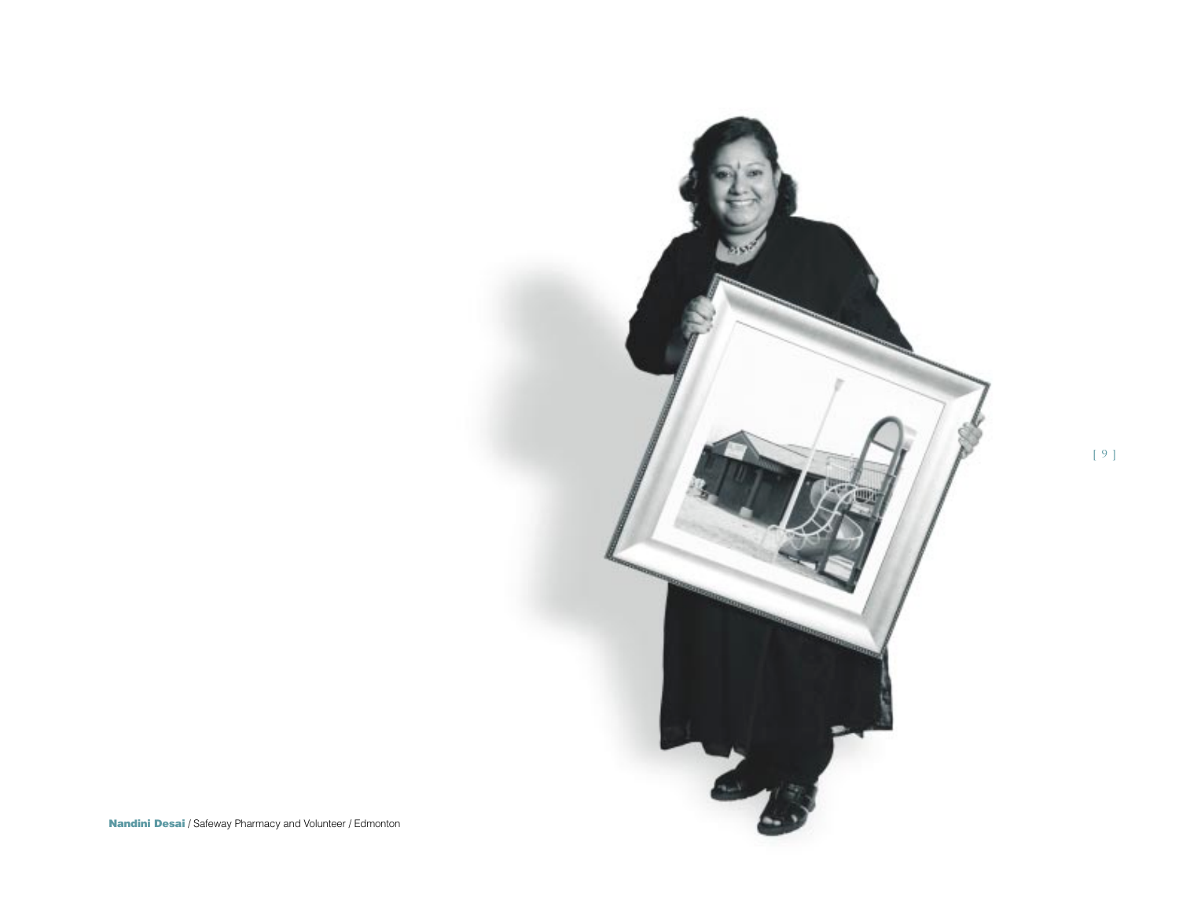**Nandini Desai** / Safeway Pharmacy and Volunteer / Edmonton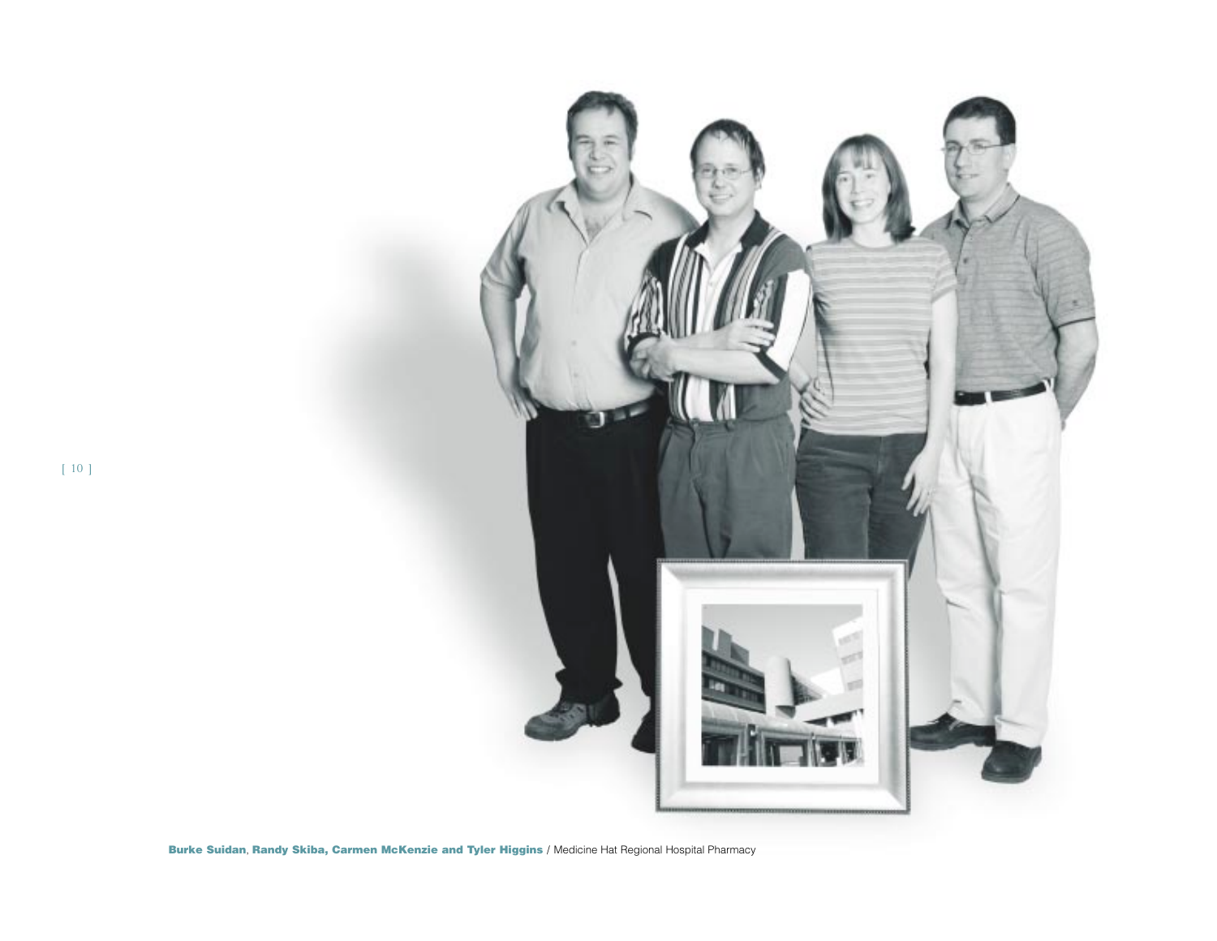**Burke Suidan**, **Randy Skiba, Carmen McKenzie and Tyler Higgins** / Medicine Hat Regional Hospital Pharmacy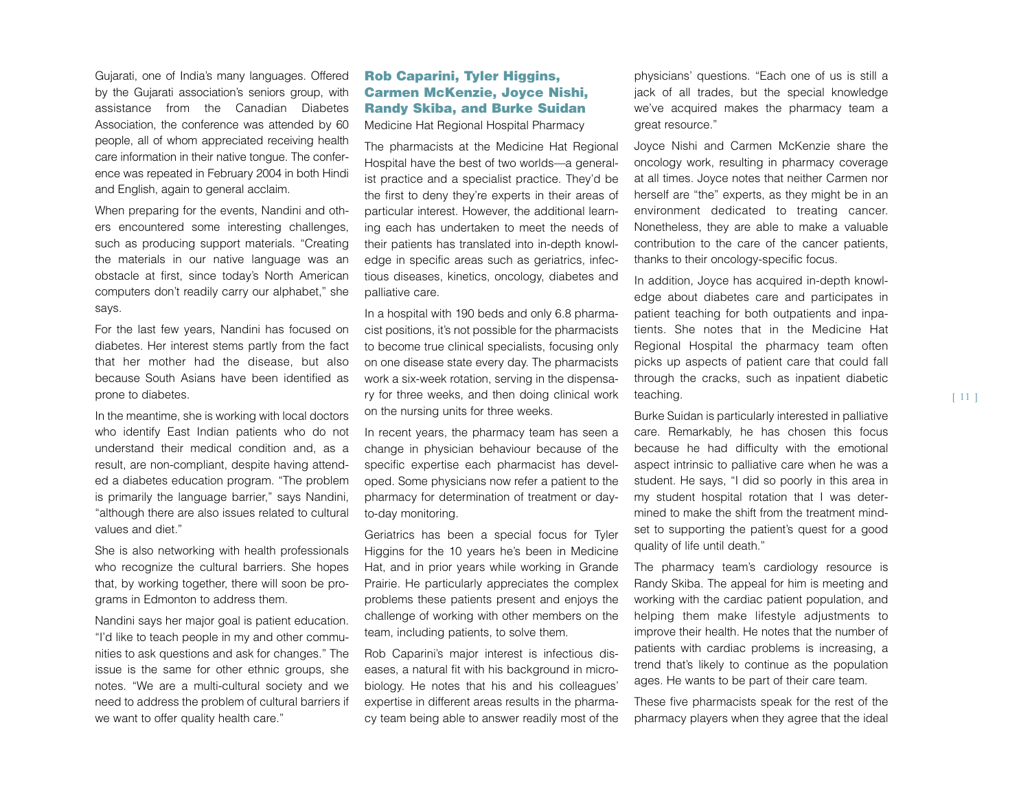Gujarati, one of India's many languages. Offered by the Gujarati association's seniors group, with assistance from the Canadian Diabetes Association, the conference was attended by 60 people, all of whom appreciated receiving health care information in their native tongue. The conference was repeated in February 2004 in both Hindi and English, again to general acclaim.

When preparing for the events, Nandini and others encountered some interesting challenges, such as producing support materials. "Creating the materials in our native language was an obstacle at first, since today's North American computers don't readily carry our alphabet," she says.

For the last few years, Nandini has focused on diabetes. Her interest stems partly from the fact that her mother had the disease, but also because South Asians have been identified as prone to diabetes.

In the meantime, she is working with local doctors who identify East Indian patients who do not understand their medical condition and, as a result, are non-compliant, despite having attended a diabetes education program. "The problem is primarily the language barrier," says Nandini, "although there are also issues related to cultural values and diet."

She is also networking with health professionals who recognize the cultural barriers. She hopes that, by working together, there will soon be programs in Edmonton to address them.

Nandini says her major goal is patient education. "I'd like to teach people in my and other communities to ask questions and ask for changes." The issue is the same for other ethnic groups, she notes. "We are a multi-cultural society and we need to address the problem of cultural barriers if we want to offer quality health care."

### Rob Caparini, Tyler Higgins, Carmen McKenzie, Joyce Nishi, Randy Skiba, and Burke Suidan

Medicine Hat Regional Hospital Pharmacy

The pharmacists at the Medicine Hat Regional Hospital have the best of two worlds—a generalist practice and a specialist practice. They'd be the first to deny they're experts in their areas of particular interest. However, the additional learning each has undertaken to meet the needs of their patients has translated into in-depth knowledge in specific areas such as geriatrics, infectious diseases, kinetics, oncology, diabetes and palliative care.

In a hospital with 190 beds and only 6.8 pharmacist positions, it's not possible for the pharmacists to become true clinical specialists, focusing only on one disease state every day. The pharmacists work a six-week rotation, serving in the dispensary for three weeks, and then doing clinical work on the nursing units for three weeks.

In recent years, the pharmacy team has seen a change in physician behaviour because of the specific expertise each pharmacist has developed. Some physicians now refer a patient to the pharmacy for determination of treatment or day-to-day monitoring.

Geriatrics has been a special focus for Tyler Higgins for the 10 years he's been in Medicine Hat, and in prior years while working in Grande Prairie. He particularly appreciates the complex problems these patients present and enjoys the challenge of working with other members on the team, including patients, to solve them.

Rob Caparini's major interest is infectious diseases, a natural fit with his background in microbiology. He notes that his and his colleagues' expertise in different areas results in the pharmacy team being able to answer readily most of the physicians' questions. "Each one of us is still a jack of all trades, but the special knowledge we've acquired makes the pharmacy team a great resource."

Joyce Nishi and Carmen McKenzie share the oncology work, resulting in pharmacy coverage at all times. Joyce notes that neither Carmen nor herself are "the" experts, as they might be in an environment dedicated to treating cancer. Nonetheless, they are able to make a valuable contribution to the care of the cancer patients, thanks to their oncology-specific focus.

In addition, Joyce has acquired in-depth knowledge about diabetes care and participates in patient teaching for both outpatients and inpatients. She notes that in the Medicine Hat Regional Hospital the pharmacy team often picks up aspects of patient care that could fall through the cracks, such as inpatient diabetic teaching.

Burke Suidan is particularly interested in palliative care. Remarkably, he has chosen this focus because he had difficulty with the emotional aspect intrinsic to palliative care when he was a student. He says, "I did so poorly in this area in my student hospital rotation that I was determined to make the shift from the treatment mindset to supporting the patient's quest for a good quality of life until death."

The pharmacy team's cardiology resource is Randy Skiba. The appeal for him is meeting and working with the cardiac patient population, and helping them make lifestyle adjustments to improve their health. He notes that the number of patients with cardiac problems is increasing, a trend that's likely to continue as the population ages. He wants to be part of their care team.

These five pharmacists speak for the rest of the pharmacy players when they agree that the ideal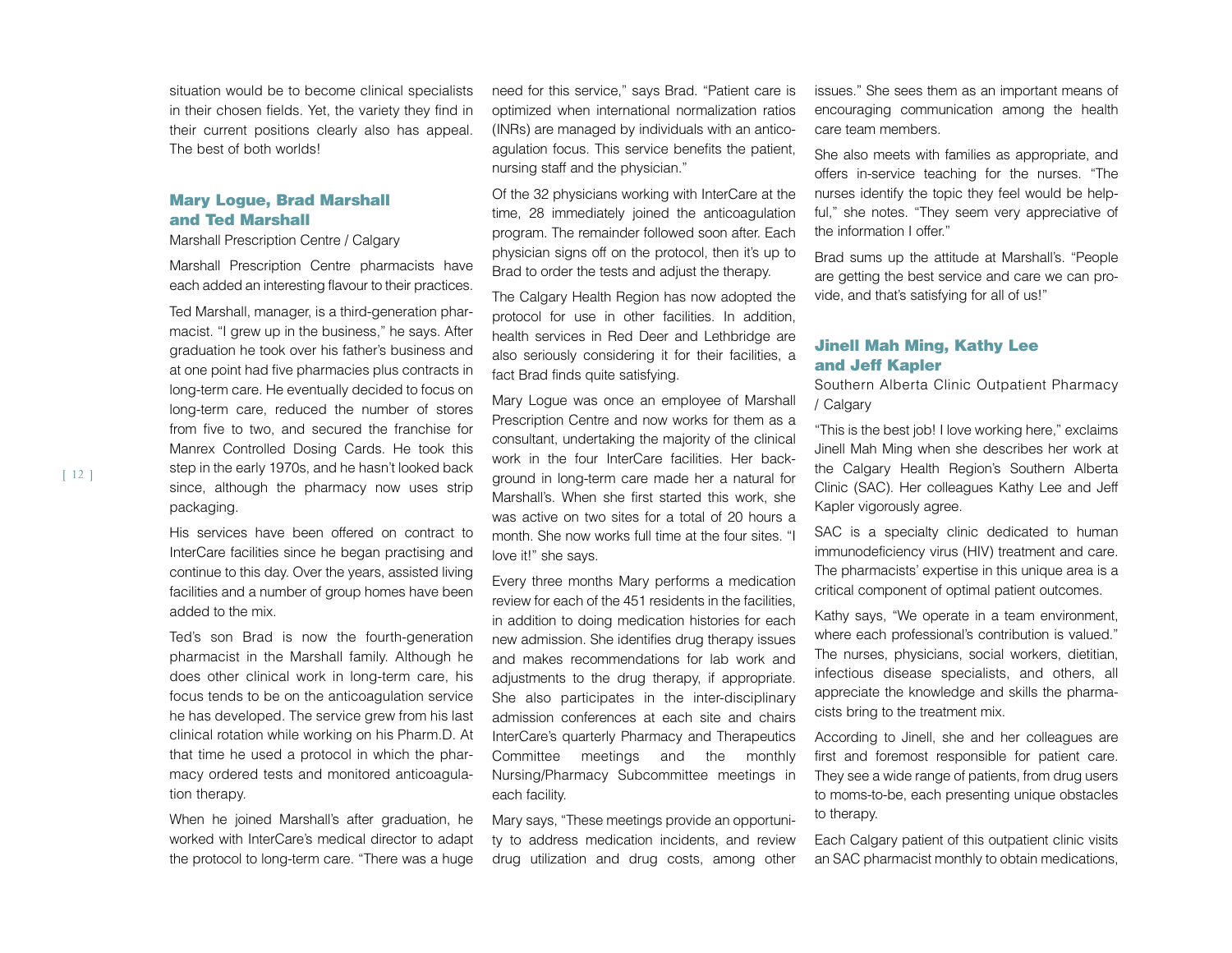situation would be to become clinical specialists in their chosen fields. Yet, the variety they find in their current positions clearly also has appeal. The best of both worlds!

## Mary Logue, Brad Marshall and Ted Marshall

Marshall Prescription Centre / Calgary

Marshall Prescription Centre pharmacists have each added an interesting flavour to their practices.

Ted Marshall, manager, is a third-generation pharmacist. "I grew up in the business," he says. After graduation he took over his father's business and at one point had five pharmacies plus contracts in long-term care. He eventually decided to focus on long-term care, reduced the number of stores from five to two, and secured the franchise for Manrex Controlled Dosing Cards. He took this step in the early 1970s, and he hasn't looked back since, although the pharmacy now uses strip packaging.

His services have been offered on contract to InterCare facilities since he began practising and continue to this day. Over the years, assisted living facilities and a number of group homes have been added to the mix.

Ted's son Brad is now the fourth-generation pharmacist in the Marshall family. Although he does other clinical work in long-term care, his focus tends to be on the anticoagulation service he has developed. The service grew from his last clinical rotation while working on his Pharm.D. At that time he used a protocol in which the pharmacy ordered tests and monitored anticoagulation therapy.

When he joined Marshall's after graduation, he worked with InterCare's medical director to adapt the protocol to long-term care. "There was a huge need for this service," says Brad. "Patient care is optimized when international normalization ratios (INRs) are managed by individuals with an anticoagulation focus. This service benefits the patient, nursing staff and the physician."

Of the 32 physicians working with InterCare at the time, 28 immediately joined the anticoagulation program. The remainder followed soon after. Each physician signs off on the protocol, then it's up to Brad to order the tests and adjust the therapy.

The Calgary Health Region has now adopted the protocol for use in other facilities. In addition, health services in Red Deer and Lethbridge are also seriously considering it for their facilities, a fact Brad finds quite satisfying.

Mary Logue was once an employee of Marshall Prescription Centre and now works for them as a consultant, undertaking the majority of the clinical work in the four InterCare facilities. Her background in long-term care made her a natural for Marshall's. When she first started this work, she was active on two sites for a total of 20 hours a month. She now works full time at the four sites. "I love it!" she says.

Every three months Mary performs a medication review for each of the 451 residents in the facilities, in addition to doing medication histories for each new admission. She identifies drug therapy issues and makes recommendations for lab work and adjustments to the drug therapy, if appropriate. She also participates in the inter-disciplinary admission conferences at each site and chairs InterCare's quarterly Pharmacy and Therapeutics Committee meetings and the monthly Nursing/Pharmacy Subcommittee meetings in each facility.

Mary says, "These meetings provide an opportunity to address medication incidents, and review drug utilization and drug costs, among other issues." She sees them as an important means of encouraging communication among the health care team members.

She also meets with families as appropriate, and offers in-service teaching for the nurses. "The nurses identify the topic they feel would be helpful," she notes. "They seem very appreciative of the information I offer."

Brad sums up the attitude at Marshall's. "People are getting the best service and care we can provide, and that's satisfying for all of us!"

## Jinell Mah Ming, Kathy Lee and Jeff Kapler

Southern Alberta Clinic Outpatient Pharmacy / Calgary

"This is the best job! I love working here," exclaims Jinell Mah Ming when she describes her work at the Calgary Health Region's Southern Alberta Clinic (SAC). Her colleagues Kathy Lee and Jeff Kapler vigorously agree.

SAC is a specialty clinic dedicated to human immunodeficiency virus (HIV) treatment and care. The pharmacists' expertise in this unique area is a critical component of optimal patient outcomes.

Kathy says, "We operate in a team environment, where each professional's contribution is valued." The nurses, physicians, social workers, dietitian, infectious disease specialists, and others, all appreciate the knowledge and skills the pharmacists bring to the treatment mix.

According to Jinell, she and her colleagues are first and foremost responsible for patient care. They see a wide range of patients, from drug users to moms-to-be, each presenting unique obstacles to therapy.

Each Calgary patient of this outpatient clinic visits an SAC pharmacist monthly to obtain medications,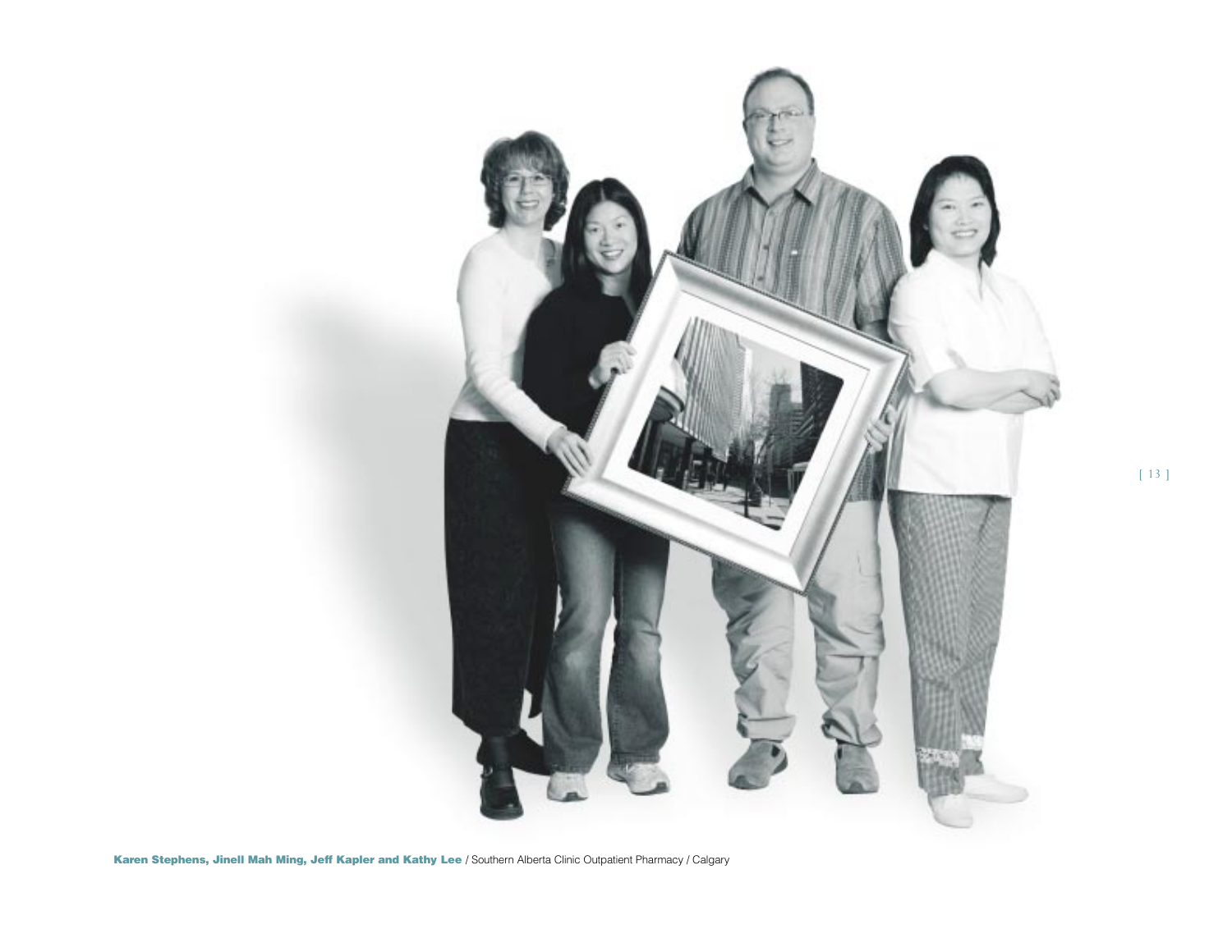**Karen Stephens, Jinell Mah Ming, Jeff Kapler and Kathy Lee** / Southern Alberta Clinic Outpatient Pharmacy / Calgary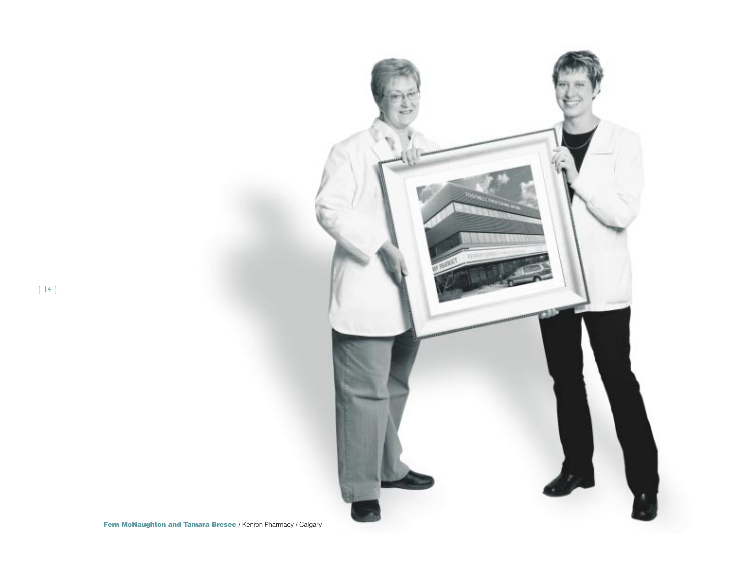**Fern McNaughton and Tamara Bresee** / Kenron Pharmacy / Calgary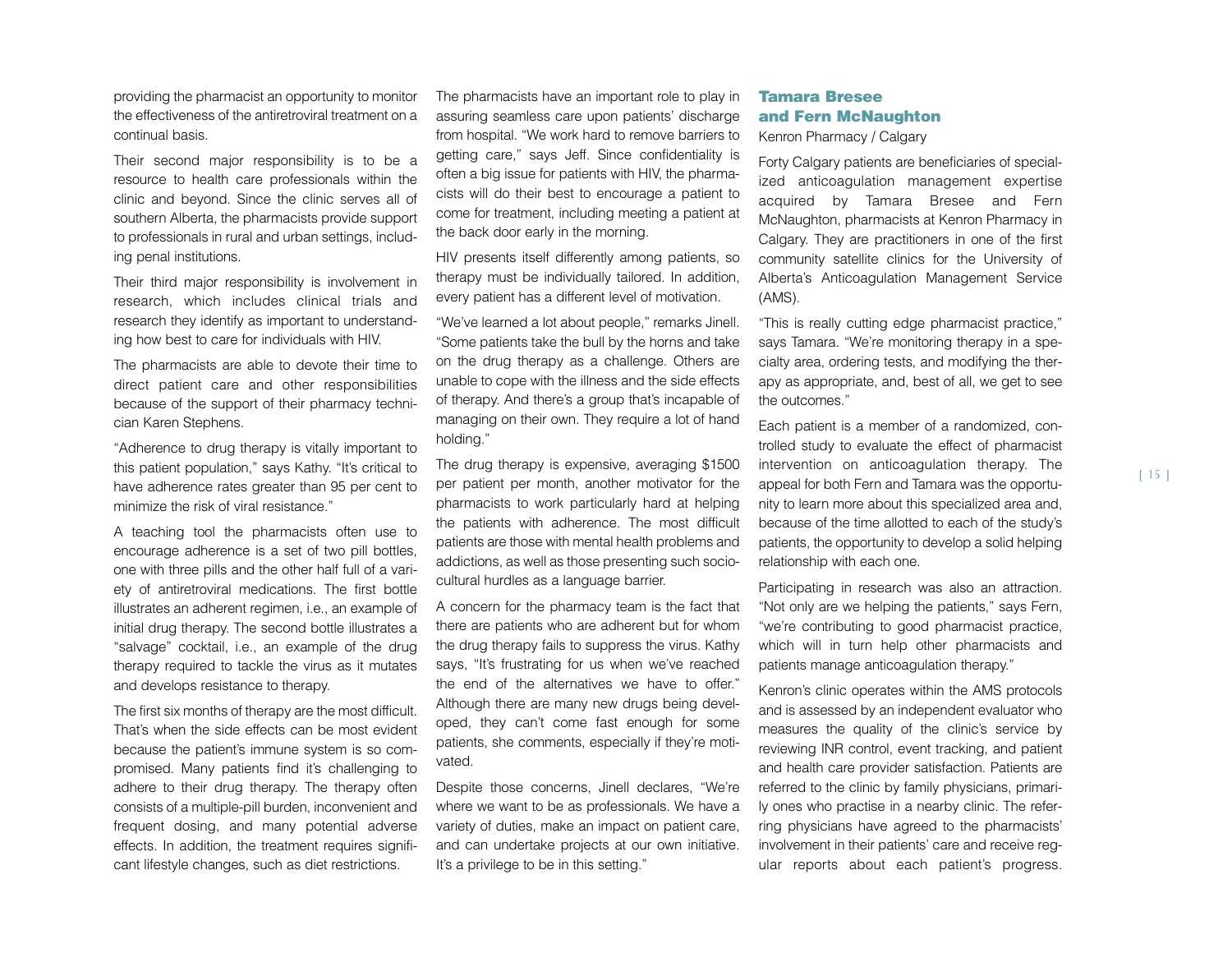providing the pharmacist an opportunity to monitor the effectiveness of the antiretroviral treatment on a continual basis.

Their second major responsibility is to be a resource to health care professionals within the clinic and beyond. Since the clinic serves all of southern Alberta, the pharmacists provide support to professionals in rural and urban settings, including penal institutions.

Their third major responsibility is involvement in research, which includes clinical trials and research they identify as important to understanding how best to care for individuals with HIV.

The pharmacists are able to devote their time to direct patient care and other responsibilities because of the support of their pharmacy technician Karen Stephens.

"Adherence to drug therapy is vitally important to this patient population," says Kathy. "It's critical to have adherence rates greater than 95 per cent to minimize the risk of viral resistance."

A teaching tool the pharmacists often use to encourage adherence is a set of two pill bottles, one with three pills and the other half full of a variety of antiretroviral medications. The first bottle illustrates an adherent regimen, i.e., an example of initial drug therapy. The second bottle illustrates a "salvage" cocktail, i.e., an example of the drug therapy required to tackle the virus as it mutates and develops resistance to therapy.

The first six months of therapy are the most difficult. That's when the side effects can be most evident because the patient's immune system is so compromised. Many patients find it's challenging to adhere to their drug therapy. The therapy often consists of a multiple-pill burden, inconvenient and frequent dosing, and many potential adverse effects. In addition, the treatment requires significant lifestyle changes, such as diet restrictions.

The pharmacists have an important role to play in assuring seamless care upon patients' discharge from hospital. "We work hard to remove barriers to getting care," says Jeff. Since confidentiality is often a big issue for patients with HIV, the pharmacists will do their best to encourage a patient to come for treatment, including meeting a patient at the back door early in the morning.

HIV presents itself differently among patients, so therapy must be individually tailored. In addition, every patient has a different level of motivation.

"We've learned a lot about people," remarks Jinell. "Some patients take the bull by the horns and take on the drug therapy as a challenge. Others are unable to cope with the illness and the side effects of therapy. And there's a group that's incapable of managing on their own. They require a lot of hand holding."

The drug therapy is expensive, averaging $1500 per patient per month, another motivator for the pharmacists to work particularly hard at helping the patients with adherence. The most difficult patients are those with mental health problems and addictions, as well as those presenting such sociocultural hurdles as a language barrier.

A concern for the pharmacy team is the fact that there are patients who are adherent but for whom the drug therapy fails to suppress the virus. Kathy says, "It's frustrating for us when we've reached the end of the alternatives we have to offer." Although there are many new drugs being developed, they can't come fast enough for some patients, she comments, especially if they're motivated.

Despite those concerns, Jinell declares, "We're where we want to be as professionals. We have a variety of duties, make an impact on patient care, and can undertake projects at our own initiative. It's a privilege to be in this setting."

## Tamara Bresee and Fern McNaughton

Kenron Pharmacy / Calgary

Forty Calgary patients are beneficiaries of specialized anticoagulation management expertise acquired by Tamara Bresee and Fern McNaughton, pharmacists at Kenron Pharmacy in Calgary. They are practitioners in one of the first community satellite clinics for the University of Alberta's Anticoagulation Management Service (AMS).

"This is really cutting edge pharmacist practice," says Tamara. "We're monitoring therapy in a specialty area, ordering tests, and modifying the therapy as appropriate, and, best of all, we get to see the outcomes."

Each patient is a member of a randomized, controlled study to evaluate the effect of pharmacist intervention on anticoagulation therapy. The appeal for both Fern and Tamara was the opportunity to learn more about this specialized area and, because of the time allotted to each of the study's patients, the opportunity to develop a solid helping relationship with each one.

Participating in research was also an attraction. "Not only are we helping the patients," says Fern, "we're contributing to good pharmacist practice, which will in turn help other pharmacists and patients manage anticoagulation therapy."

Kenron's clinic operates within the AMS protocols and is assessed by an independent evaluator who measures the quality of the clinic's service by reviewing INR control, event tracking, and patient and health care provider satisfaction. Patients are referred to the clinic by family physicians, primarily ones who practise in a nearby clinic. The referring physicians have agreed to the pharmacists' involvement in their patients' care and receive regular reports about each patient's progress.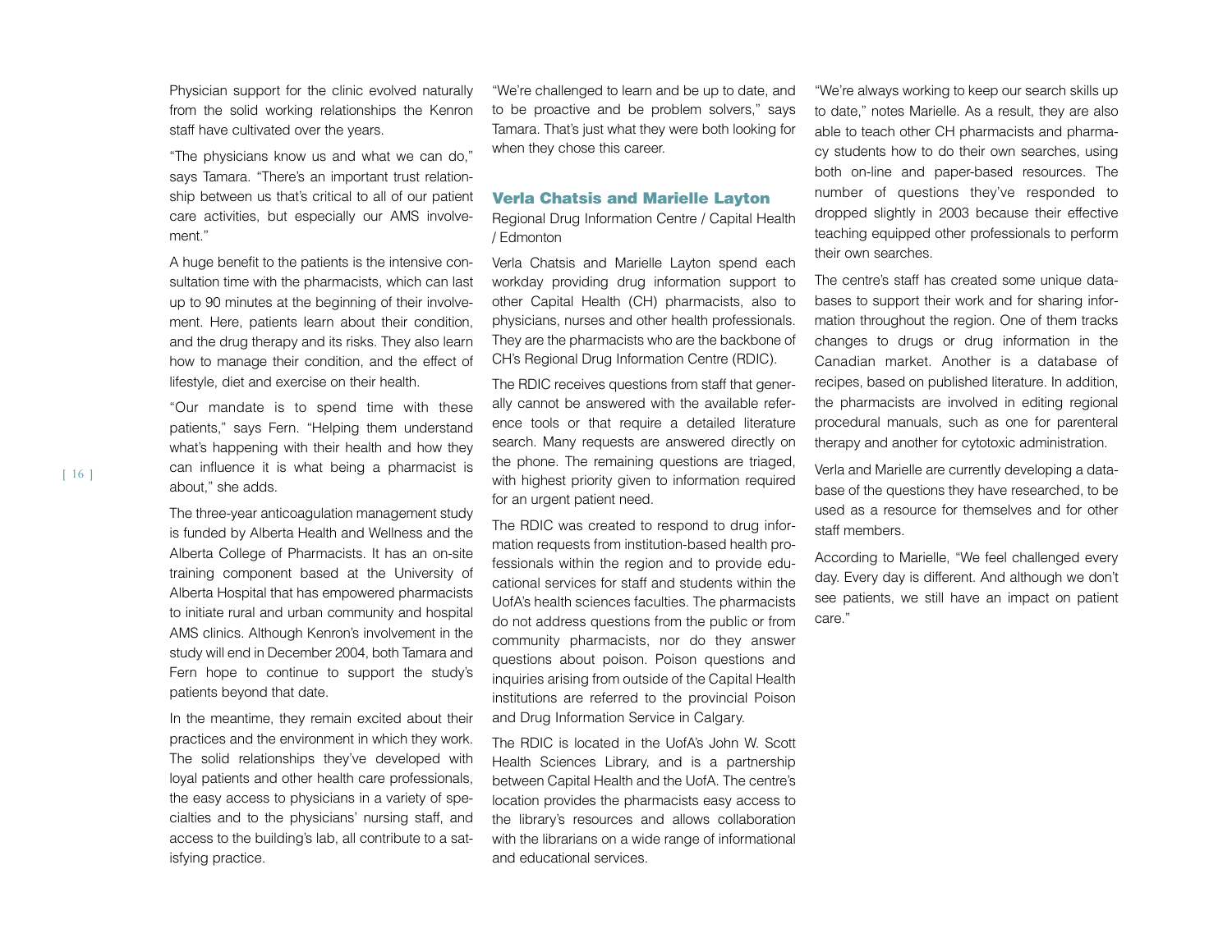Physician support for the clinic evolved naturally from the solid working relationships the Kenron staff have cultivated over the years.

"The physicians know us and what we can do," says Tamara. "There's an important trust relationship between us that's critical to all of our patient care activities, but especially our AMS involvement."

A huge benefit to the patients is the intensive consultation time with the pharmacists, which can last up to 90 minutes at the beginning of their involvement. Here, patients learn about their condition, and the drug therapy and its risks. They also learn how to manage their condition, and the effect of lifestyle, diet and exercise on their health.

"Our mandate is to spend time with these patients," says Fern. "Helping them understand what's happening with their health and how they can influence it is what being a pharmacist is about," she adds.

The three-year anticoagulation management study is funded by Alberta Health and Wellness and the Alberta College of Pharmacists. It has an on-site training component based at the University of Alberta Hospital that has empowered pharmacists to initiate rural and urban community and hospital AMS clinics. Although Kenron's involvement in the study will end in December 2004, both Tamara and Fern hope to continue to support the study's patients beyond that date.

In the meantime, they remain excited about their practices and the environment in which they work. The solid relationships they've developed with loyal patients and other health care professionals, the easy access to physicians in a variety of specialties and to the physicians' nursing staff, and access to the building's lab, all contribute to a satisfying practice.

"We're challenged to learn and be up to date, and to be proactive and be problem solvers," says Tamara. That's just what they were both looking for when they chose this career.

## Verla Chatsis and Marielle Layton

Regional Drug Information Centre / Capital Health / Edmonton

Verla Chatsis and Marielle Layton spend each workday providing drug information support to other Capital Health (CH) pharmacists, also to physicians, nurses and other health professionals. They are the pharmacists who are the backbone of CH's Regional Drug Information Centre (RDIC).

The RDIC receives questions from staff that generally cannot be answered with the available reference tools or that require a detailed literature search. Many requests are answered directly on the phone. The remaining questions are triaged, with highest priority given to information required for an urgent patient need.

The RDIC was created to respond to drug information requests from institution-based health professionals within the region and to provide educational services for staff and students within the UofA's health sciences faculties. The pharmacists do not address questions from the public or from community pharmacists, nor do they answer questions about poison. Poison questions and inquiries arising from outside of the Capital Health institutions are referred to the provincial Poison and Drug Information Service in Calgary.

The RDIC is located in the UofA's John W. Scott Health Sciences Library, and is a partnership between Capital Health and the UofA. The centre's location provides the pharmacists easy access to the library's resources and allows collaboration with the librarians on a wide range of informational and educational services.

"We're always working to keep our search skills up to date," notes Marielle. As a result, they are also able to teach other CH pharmacists and pharmacy students how to do their own searches, using both on-line and paper-based resources. The number of questions they've responded to dropped slightly in 2003 because their effective teaching equipped other professionals to perform their own searches.

The centre's staff has created some unique databases to support their work and for sharing information throughout the region. One of them tracks changes to drugs or drug information in the Canadian market. Another is a database of recipes, based on published literature. In addition, the pharmacists are involved in editing regional procedural manuals, such as one for parenteral therapy and another for cytotoxic administration.

Verla and Marielle are currently developing a database of the questions they have researched, to be used as a resource for themselves and for other staff members.

According to Marielle, "We feel challenged every day. Every day is different. And although we don't see patients, we still have an impact on patient care."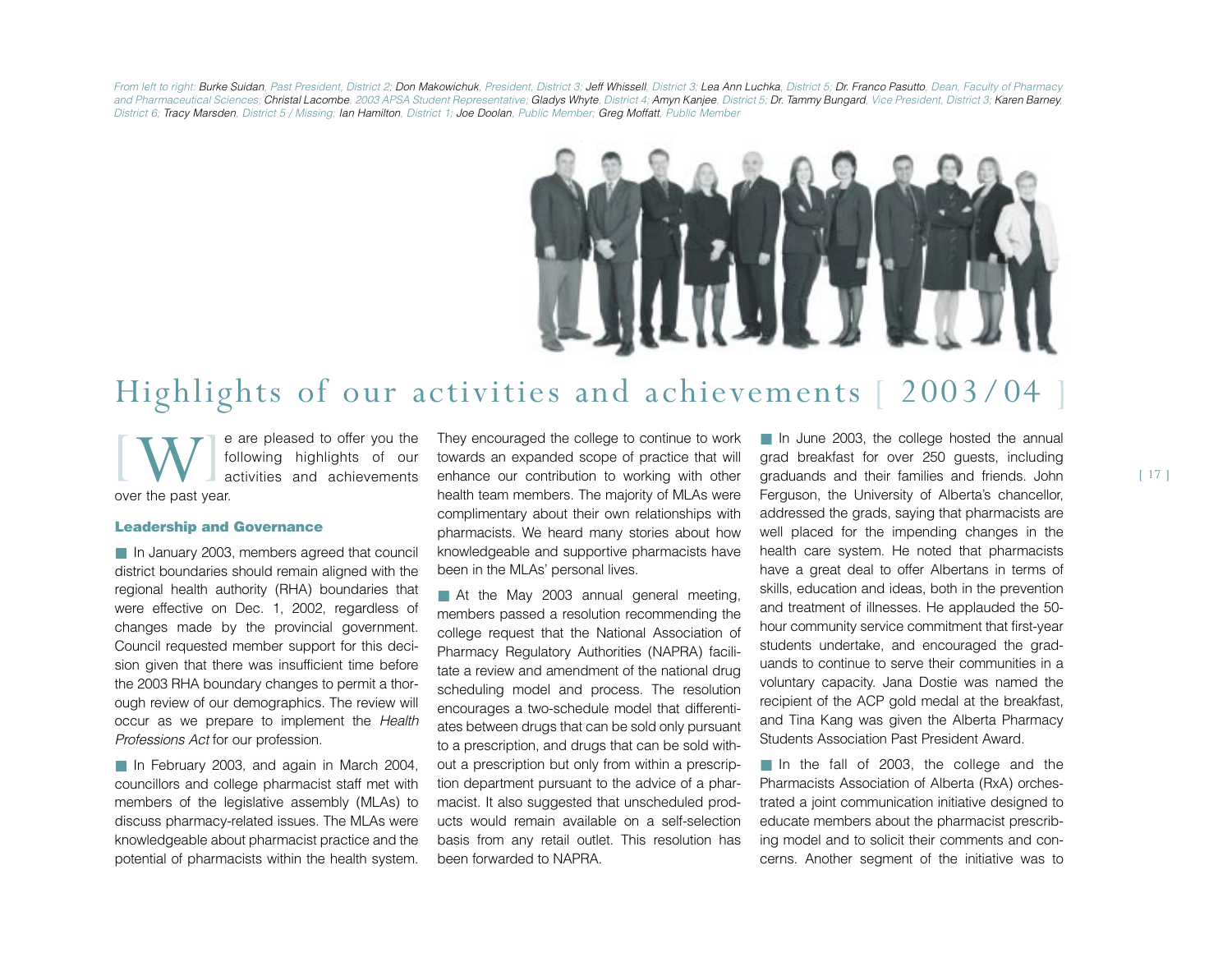*From left to right:* Burke Suidan, *Past President, District 2;* Don Makowichuk, *President, District 3;* Jeff Whissell, *District 3;* Lea Ann Luchka, *District 5;* Dr. Franco Pasutto, *Dean, Faculty of Pharmacy and Pharmaceutical Sciences;* Christal Lacombe, *2003 APSA Student Representative;* Gladys Whyte, *District 4;* Amyn Kanjee, *District 5;* Dr. Tammy Bungard, *Vice President, District 3;* Karen Barney, *District 6;* Tracy Marsden, *District 5 / Missing:* Ian Hamilton, *District 1;* Joe Doolan, *Public Member;* Greg Moffatt, *Public Member*

# Highlights of our activities and achievements [ 2003/04 ]

[W]e are pleased to offer you the following highlights of our activities and achievements over the past year.

### Leadership and Governance

- In January 2003, members agreed that council district boundaries should remain aligned with the regional health authority (RHA) boundaries that were effective on Dec. 1, 2002, regardless of changes made by the provincial government. Council requested member support for this decision given that there was insufficient time before the 2003 RHA boundary changes to permit a thorough review of our demographics. The review will occur as we prepare to implement the *Health Professions Act* for our profession.

- In February 2003, and again in March 2004, councillors and college pharmacist staff met with members of the legislative assembly (MLAs) to discuss pharmacy-related issues. The MLAs were knowledgeable about pharmacist practice and the potential of pharmacists within the health system. They encouraged the college to continue to work towards an expanded scope of practice that will enhance our contribution to working with other health team members. The majority of MLAs were complimentary about their own relationships with pharmacists. We heard many stories about how knowledgeable and supportive pharmacists have been in the MLAs' personal lives.

- At the May 2003 annual general meeting, members passed a resolution recommending the college request that the National Association of Pharmacy Regulatory Authorities (NAPRA) facilitate a review and amendment of the national drug scheduling model and process. The resolution encourages a two-schedule model that differentiates between drugs that can be sold only pursuant to a prescription, and drugs that can be sold without a prescription but only from within a prescription department pursuant to the advice of a pharmacist. It also suggested that unscheduled products would remain available on a self-selection basis from any retail outlet. This resolution has been forwarded to NAPRA.

- In June 2003, the college hosted the annual grad breakfast for over 250 guests, including graduands and their families and friends. John Ferguson, the University of Alberta's chancellor, addressed the grads, saying that pharmacists are well placed for the impending changes in the health care system. He noted that pharmacists have a great deal to offer Albertans in terms of skills, education and ideas, both in the prevention and treatment of illnesses. He applauded the 50-hour community service commitment that first-year students undertake, and encouraged the graduands to continue to serve their communities in a voluntary capacity. Jana Dostie was named the recipient of the ACP gold medal at the breakfast, and Tina Kang was given the Alberta Pharmacy Students Association Past President Award.

- In the fall of 2003, the college and the Pharmacists Association of Alberta (RxA) orchestrated a joint communication initiative designed to educate members about the pharmacist prescribing model and to solicit their comments and concerns. Another segment of the initiative was to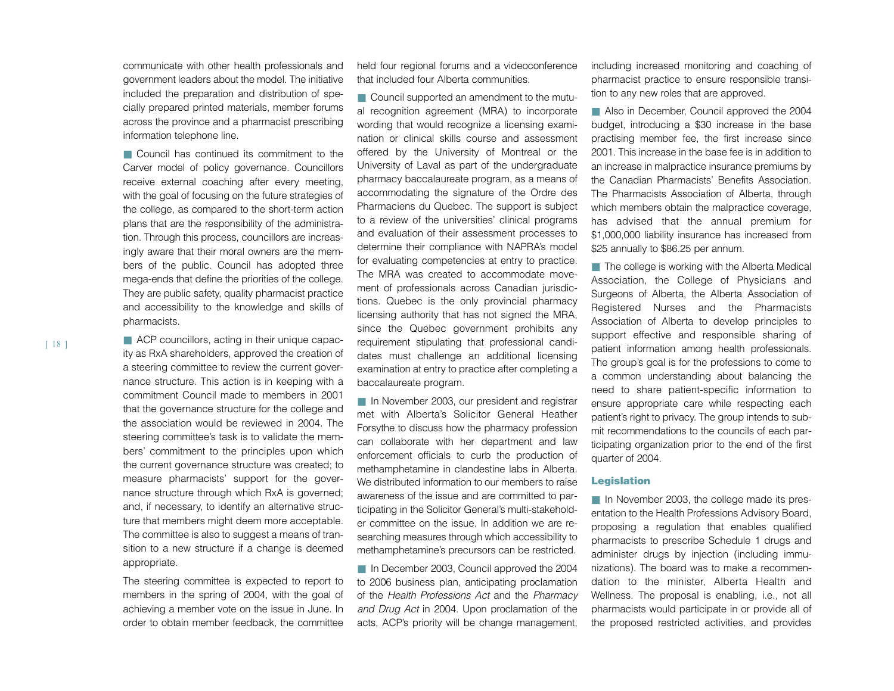communicate with other health professionals and government leaders about the model. The initiative included the preparation and distribution of specially prepared printed materials, member forums across the province and a pharmacist prescribing information telephone line.

■ Council has continued its commitment to the Carver model of policy governance. Councillors receive external coaching after every meeting, with the goal of focusing on the future strategies of the college, as compared to the short-term action plans that are the responsibility of the administration. Through this process, councillors are increasingly aware that their moral owners are the members of the public. Council has adopted three mega-ends that define the priorities of the college. They are public safety, quality pharmacist practice and accessibility to the knowledge and skills of pharmacists.

■ ACP councillors, acting in their unique capacity as RxA shareholders, approved the creation of a steering committee to review the current governance structure. This action is in keeping with a commitment Council made to members in 2001 that the governance structure for the college and the association would be reviewed in 2004. The steering committee's task is to validate the members' commitment to the principles upon which the current governance structure was created; to measure pharmacists' support for the governance structure through which RxA is governed; and, if necessary, to identify an alternative structure that members might deem more acceptable. The committee is also to suggest a means of transition to a new structure if a change is deemed appropriate.

The steering committee is expected to report to members in the spring of 2004, with the goal of achieving a member vote on the issue in June. In order to obtain member feedback, the committee held four regional forums and a videoconference that included four Alberta communities.

■ Council supported an amendment to the mutual recognition agreement (MRA) to incorporate wording that would recognize a licensing examination or clinical skills course and assessment offered by the University of Montreal or the University of Laval as part of the undergraduate pharmacy baccalaureate program, as a means of accommodating the signature of the Ordre des Pharmaciens du Quebec. The support is subject to a review of the universities' clinical programs and evaluation of their assessment processes to determine their compliance with NAPRA's model for evaluating competencies at entry to practice. The MRA was created to accommodate movement of professionals across Canadian jurisdictions. Quebec is the only provincial pharmacy licensing authority that has not signed the MRA, since the Quebec government prohibits any requirement stipulating that professional candidates must challenge an additional licensing examination at entry to practice after completing a baccalaureate program.

■ In November 2003, our president and registrar met with Alberta's Solicitor General Heather Forsythe to discuss how the pharmacy profession can collaborate with her department and law enforcement officials to curb the production of methamphetamine in clandestine labs in Alberta. We distributed information to our members to raise awareness of the issue and are committed to participating in the Solicitor General's multi-stakeholder committee on the issue. In addition we are researching measures through which accessibility to methamphetamine's precursors can be restricted.

■ In December 2003, Council approved the 2004 to 2006 business plan, anticipating proclamation of the *Health Professions Act* and the *Pharmacy and Drug Act* in 2004. Upon proclamation of the acts, ACP's priority will be change management, including increased monitoring and coaching of pharmacist practice to ensure responsible transition to any new roles that are approved.

■ Also in December, Council approved the 2004 budget, introducing a $30 increase in the base practising member fee, the first increase since 2001. This increase in the base fee is in addition to an increase in malpractice insurance premiums by the Canadian Pharmacists' Benefits Association. The Pharmacists Association of Alberta, through which members obtain the malpractice coverage, has advised that the annual premium for $1,000,000 liability insurance has increased from $25 annually to $86.25 per annum.

■ The college is working with the Alberta Medical Association, the College of Physicians and Surgeons of Alberta, the Alberta Association of Registered Nurses and the Pharmacists Association of Alberta to develop principles to support effective and responsible sharing of patient information among health professionals. The group's goal is for the professions to come to a common understanding about balancing the need to share patient-specific information to ensure appropriate care while respecting each patient's right to privacy. The group intends to submit recommendations to the councils of each participating organization prior to the end of the first quarter of 2004.

## Legislation

■ In November 2003, the college made its presentation to the Health Professions Advisory Board, proposing a regulation that enables qualified pharmacists to prescribe Schedule 1 drugs and administer drugs by injection (including immunizations). The board was to make a recommendation to the minister, Alberta Health and Wellness. The proposal is enabling, i.e., not all pharmacists would participate in or provide all of the proposed restricted activities, and provides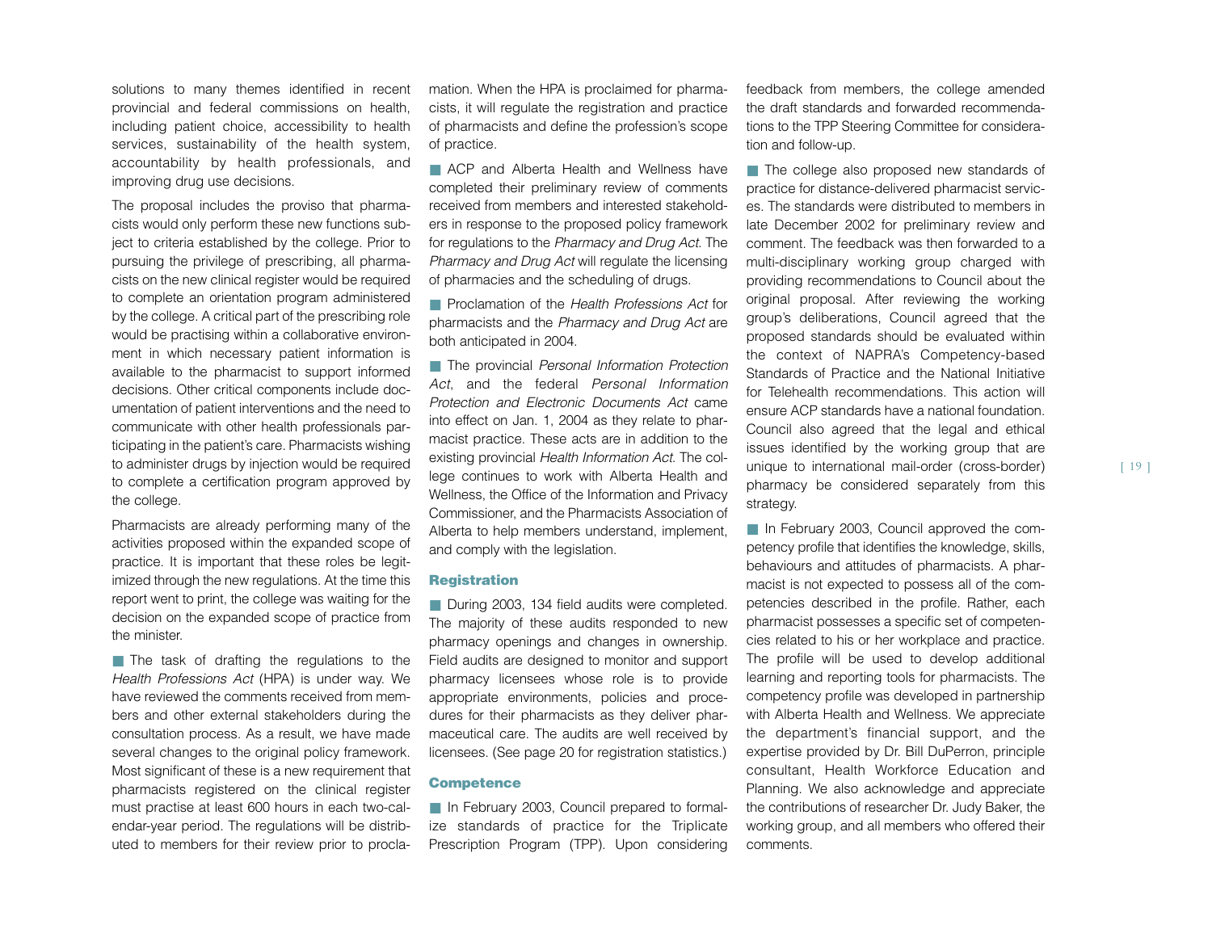solutions to many themes identified in recent provincial and federal commissions on health, including patient choice, accessibility to health services, sustainability of the health system, accountability by health professionals, and improving drug use decisions.

The proposal includes the proviso that pharmacists would only perform these new functions subject to criteria established by the college. Prior to pursuing the privilege of prescribing, all pharmacists on the new clinical register would be required to complete an orientation program administered by the college. A critical part of the prescribing role would be practising within a collaborative environment in which necessary patient information is available to the pharmacist to support informed decisions. Other critical components include documentation of patient interventions and the need to communicate with other health professionals participating in the patient's care. Pharmacists wishing to administer drugs by injection would be required to complete a certification program approved by the college.

Pharmacists are already performing many of the activities proposed within the expanded scope of practice. It is important that these roles be legitimized through the new regulations. At the time this report went to print, the college was waiting for the decision on the expanded scope of practice from the minister.

■ The task of drafting the regulations to the *Health Professions Act* (HPA) is under way. We have reviewed the comments received from members and other external stakeholders during the consultation process. As a result, we have made several changes to the original policy framework. Most significant of these is a new requirement that pharmacists registered on the clinical register must practise at least 600 hours in each two-calendar-year period. The regulations will be distributed to members for their review prior to proclamation. When the HPA is proclaimed for pharmacists, it will regulate the registration and practice of pharmacists and define the profession's scope of practice.

■ ACP and Alberta Health and Wellness have completed their preliminary review of comments received from members and interested stakeholders in response to the proposed policy framework for regulations to the *Pharmacy and Drug Act*. The *Pharmacy and Drug Act* will regulate the licensing of pharmacies and the scheduling of drugs.

■ Proclamation of the *Health Professions Act* for pharmacists and the *Pharmacy and Drug Act* are both anticipated in 2004.

■ The provincial *Personal Information Protection Act*, and the federal *Personal Information Protection and Electronic Documents Act* came into effect on Jan. 1, 2004 as they relate to pharmacist practice. These acts are in addition to the existing provincial *Health Information Act*. The college continues to work with Alberta Health and Wellness, the Office of the Information and Privacy Commissioner, and the Pharmacists Association of Alberta to help members understand, implement, and comply with the legislation.

### Registration

■ During 2003, 134 field audits were completed. The majority of these audits responded to new pharmacy openings and changes in ownership. Field audits are designed to monitor and support pharmacy licensees whose role is to provide appropriate environments, policies and procedures for their pharmacists as they deliver pharmaceutical care. The audits are well received by licensees. (See page 20 for registration statistics.)

### Competence

■ In February 2003, Council prepared to formalize standards of practice for the Triplicate Prescription Program (TPP). Upon considering feedback from members, the college amended the draft standards and forwarded recommendations to the TPP Steering Committee for consideration and follow-up.

■ The college also proposed new standards of practice for distance-delivered pharmacist services. The standards were distributed to members in late December 2002 for preliminary review and comment. The feedback was then forwarded to a multi-disciplinary working group charged with providing recommendations to Council about the original proposal. After reviewing the working group's deliberations, Council agreed that the proposed standards should be evaluated within the context of NAPRA's Competency-based Standards of Practice and the National Initiative for Telehealth recommendations. This action will ensure ACP standards have a national foundation. Council also agreed that the legal and ethical issues identified by the working group that are unique to international mail-order (cross-border) pharmacy be considered separately from this strategy.

■ In February 2003, Council approved the competency profile that identifies the knowledge, skills, behaviours and attitudes of pharmacists. A pharmacist is not expected to possess all of the competencies described in the profile. Rather, each pharmacist possesses a specific set of competencies related to his or her workplace and practice. The profile will be used to develop additional learning and reporting tools for pharmacists. The competency profile was developed in partnership with Alberta Health and Wellness. We appreciate the department's financial support, and the expertise provided by Dr. Bill DuPerron, principle consultant, Health Workforce Education and Planning. We also acknowledge and appreciate the contributions of researcher Dr. Judy Baker, the working group, and all members who offered their comments.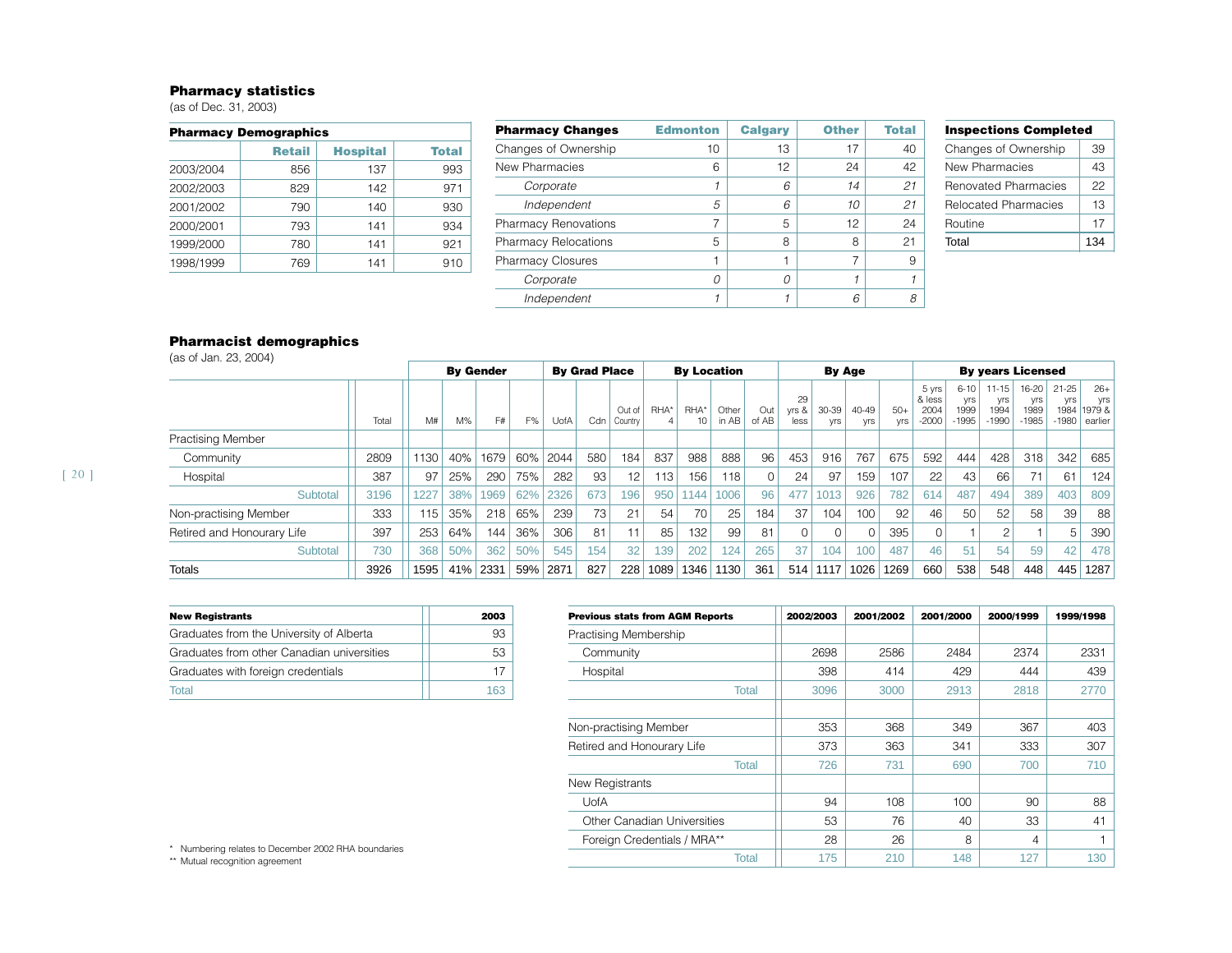## Pharmacy statistics

(as of Dec. 31, 2003)

| Pharmacy Demographics | Retail | Hospital | Total |
|---|---|---|---|
| 2003/2004 | 856 | 137 | 993 |
| 2002/2003 | 829 | 142 | 971 |
| 2001/2002 | 790 | 140 | 930 |
| 2000/2001 | 793 | 141 | 934 |
| 1999/2000 | 780 | 141 | 921 |
| 1998/1999 | 769 | 141 | 910 |

| Pharmacy Changes | Edmonton | Calgary | Other | Total |
|---|---|---|---|---|
| Changes of Ownership | 10 | 13 | 17 | 40 |
| New Pharmacies | 6 | 12 | 24 | 42 |
| *Corporate* | *1* | *6* | *14* | *21* |
| *Independent* | *5* | *6* | *10* | *21* |
| Pharmacy Renovations | 7 | 5 | 12 | 24 |
| Pharmacy Relocations | 5 | 8 | 8 | 21 |
| Pharmacy Closures | 1 | 1 | 7 | 9 |
| *Corporate* | *0* | *0* | *1* | *1* |
| *Independent* | *1* | *1* | *6* | *8* |

| Inspections Completed | |
|---|---|
| Changes of Ownership | 39 |
| New Pharmacies | 43 |
| Renovated Pharmacies | 22 |
| Relocated Pharmacies | 13 |
| Routine | 17 |
| Total | 134 |

## Pharmacist demographics

(as of Jan. 23, 2004)

| | | By Gender | | | | By Grad Place | | | By Location | | | | By Age | | | | By years Licensed | | | | | |
|---|---|---|---|---|---|---|---|---|---|---|---|---|---|---|---|---|---|---|---|---|---|---|
| | Total | M# | M% | F# | F% | UofA | Cdn | Out of Country | RHA* 4 | RHA* 10 | Other in AB | Out of AB | 29 yrs & less | 30-39 yrs | 40-49 yrs | 50+ yrs | 5 yrs & less 2004 -2000 | 6-10 yrs 1999 -1995 | 11-15 yrs 1994 -1990 | 16-20 yrs 1989 -1985 | 21-25 yrs 1984 -1980 | 26+ yrs 1979 & earlier |
| Practising Member | | | | | | | | | | | | | | | | | | | | | | |
| Community | 2809 | 1130 | 40% | 1679 | 60% | 2044 | 580 | 184 | 837 | 988 | 888 | 96 | 453 | 916 | 767 | 675 | 592 | 444 | 428 | 318 | 342 | 685 |
| Hospital | 387 | 97 | 25% | 290 | 75% | 282 | 93 | 12 | 113 | 156 | 118 | 0 | 24 | 97 | 159 | 107 | 22 | 43 | 66 | 71 | 61 | 124 |
| Subtotal | 3196 | 1227 | 38% | 1969 | 62% | 2326 | 673 | 196 | 950 | 1144 | 1006 | 96 | 477 | 1013 | 926 | 782 | 614 | 487 | 494 | 389 | 403 | 809 |
| Non-practising Member | 333 | 115 | 35% | 218 | 65% | 239 | 73 | 21 | 54 | 70 | 25 | 184 | 37 | 104 | 100 | 92 | 46 | 50 | 52 | 58 | 39 | 88 |
| Retired and Honourary Life | 397 | 253 | 64% | 144 | 36% | 306 | 81 | 11 | 85 | 132 | 99 | 81 | 0 | 0 | 0 | 395 | 0 | 1 | 2 | 1 | 5 | 390 |
| Subtotal | 730 | 368 | 50% | 362 | 50% | 545 | 154 | 32 | 139 | 202 | 124 | 265 | 37 | 104 | 100 | 487 | 46 | 51 | 54 | 59 | 42 | 478 |
| Totals | 3926 | 1595 | 41% | 2331 | 59% | 2871 | 827 | 228 | 1089 | 1346 | 1130 | 361 | 514 | 1117 | 1026 | 1269 | 660 | 538 | 548 | 448 | 445 | 1287 |

| New Registrants | 2003 |
|---|---|
| Graduates from the University of Alberta | 93 |
| Graduates from other Canadian universities | 53 |
| Graduates with foreign credentials | 17 |
| Total | 163 |

| Previous stats from AGM Reports | 2002/2003 | 2001/2002 | 2001/2000 | 2000/1999 | 1999/1998 |
|---|---|---|---|---|---|
| Practising Membership | | | | | |
| Community | 2698 | 2586 | 2484 | 2374 | 2331 |
| Hospital | 398 | 414 | 429 | 444 | 439 |
| Total | 3096 | 3000 | 2913 | 2818 | 2770 |
| | | | | | |
| Non-practising Member | 353 | 368 | 349 | 367 | 403 |
| Retired and Honourary Life | 373 | 363 | 341 | 333 | 307 |
| Total | 726 | 731 | 690 | 700 | 710 |
| New Registrants | | | | | |
| UofA | 94 | 108 | 100 | 90 | 88 |
| Other Canadian Universities | 53 | 76 | 40 | 33 | 41 |
| Foreign Credentials / MRA** | 28 | 26 | 8 | 4 | 1 |
| Total | 175 | 210 | 148 | 127 | 130 |

* Numbering relates to December 2002 RHA boundaries

** Mutual recognition agreement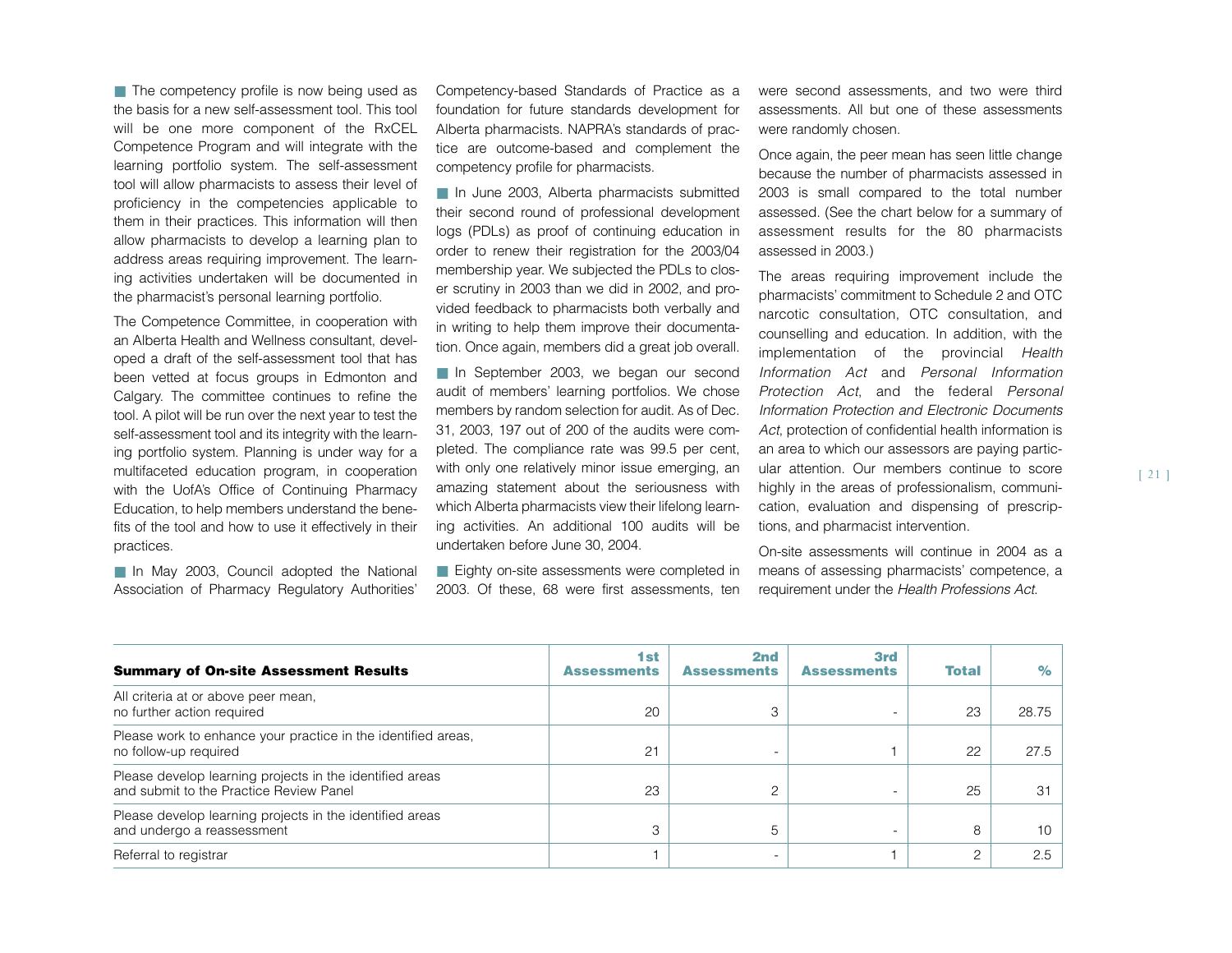■ The competency profile is now being used as the basis for a new self-assessment tool. This tool will be one more component of the RxCEL Competence Program and will integrate with the learning portfolio system. The self-assessment tool will allow pharmacists to assess their level of proficiency in the competencies applicable to them in their practices. This information will then allow pharmacists to develop a learning plan to address areas requiring improvement. The learning activities undertaken will be documented in the pharmacist's personal learning portfolio.

The Competence Committee, in cooperation with an Alberta Health and Wellness consultant, developed a draft of the self-assessment tool that has been vetted at focus groups in Edmonton and Calgary. The committee continues to refine the tool. A pilot will be run over the next year to test the self-assessment tool and its integrity with the learning portfolio system. Planning is under way for a multifaceted education program, in cooperation with the UofA's Office of Continuing Pharmacy Education, to help members understand the benefits of the tool and how to use it effectively in their practices.

■ In May 2003, Council adopted the National Association of Pharmacy Regulatory Authorities' Competency-based Standards of Practice as a foundation for future standards development for Alberta pharmacists. NAPRA's standards of practice are outcome-based and complement the competency profile for pharmacists.

■ In June 2003, Alberta pharmacists submitted their second round of professional development logs (PDLs) as proof of continuing education in order to renew their registration for the 2003/04 membership year. We subjected the PDLs to closer scrutiny in 2003 than we did in 2002, and provided feedback to pharmacists both verbally and in writing to help them improve their documentation. Once again, members did a great job overall.

■ In September 2003, we began our second audit of members' learning portfolios. We chose members by random selection for audit. As of Dec. 31, 2003, 197 out of 200 of the audits were completed. The compliance rate was 99.5 per cent, with only one relatively minor issue emerging, an amazing statement about the seriousness with which Alberta pharmacists view their lifelong learning activities. An additional 100 audits will be undertaken before June 30, 2004.

■ Eighty on-site assessments were completed in 2003. Of these, 68 were first assessments, ten were second assessments, and two were third assessments. All but one of these assessments were randomly chosen.

Once again, the peer mean has seen little change because the number of pharmacists assessed in 2003 is small compared to the total number assessed. (See the chart below for a summary of assessment results for the 80 pharmacists assessed in 2003.)

The areas requiring improvement include the pharmacists' commitment to Schedule 2 and OTC narcotic consultation, OTC consultation, and counselling and education. In addition, with the implementation of the provincial *Health Information Act* and *Personal Information Protection Act*, and the federal *Personal Information Protection and Electronic Documents Act*, protection of confidential health information is an area to which our assessors are paying particular attention. Our members continue to score highly in the areas of professionalism, communication, evaluation and dispensing of prescriptions, and pharmacist intervention.

On-site assessments will continue in 2004 as a means of assessing pharmacists' competence, a requirement under the *Health Professions Act*.

| **Summary of On-site Assessment Results** | **1st Assessments** | **2nd Assessments** | **3rd Assessments** | **Total** | **%** |
|---|---|---|---|---|---|
| All criteria at or above peer mean, no further action required | 20 | 3 | - | 23 | 28.75 |
| Please work to enhance your practice in the identified areas, no follow-up required | 21 | - | 1 | 22 | 27.5 |
| Please develop learning projects in the identified areas and submit to the Practice Review Panel | 23 | 2 | - | 25 | 31 |
| Please develop learning projects in the identified areas and undergo a reassessment | 3 | 5 | - | 8 | 10 |
| Referral to registrar | 1 | - | 1 | 2 | 2.5 |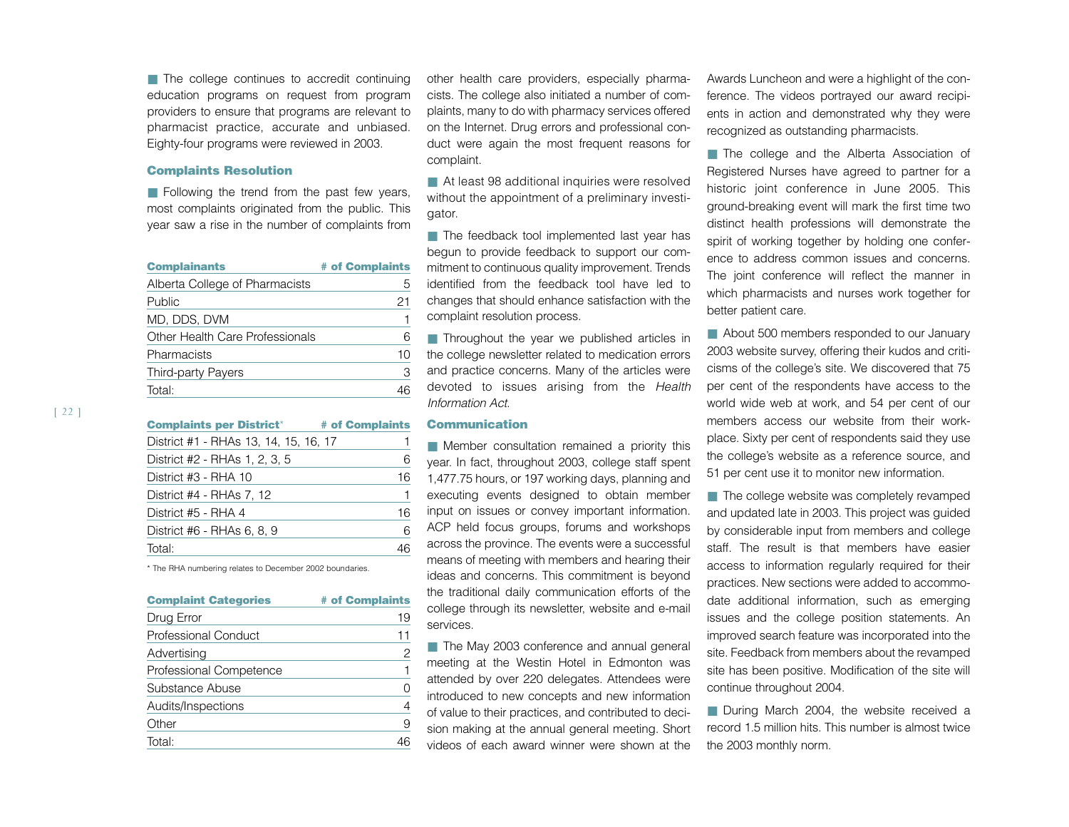The college continues to accredit continuing education programs on request from program providers to ensure that programs are relevant to pharmacist practice, accurate and unbiased. Eighty-four programs were reviewed in 2003.

### Complaints Resolution

Following the trend from the past few years, most complaints originated from the public. This year saw a rise in the number of complaints from other health care providers, especially pharmacists. The college also initiated a number of complaints, many to do with pharmacy services offered on the Internet. Drug errors and professional conduct were again the most frequent reasons for complaint.

| Complainants | # of Complaints |
|---|---|
| Alberta College of Pharmacists | 5 |
| Public | 21 |
| MD, DDS, DVM | 1 |
| Other Health Care Professionals | 6 |
| Pharmacists | 10 |
| Third-party Payers | 3 |
| Total: | 46 |

| Complaints per District* | # of Complaints |
|---|---|
| District #1 - RHAs 13, 14, 15, 16, 17 | 1 |
| District #2 - RHAs 1, 2, 3, 5 | 6 |
| District #3 - RHA 10 | 16 |
| District #4 - RHAs 7, 12 | 1 |
| District #5 - RHA 4 | 16 |
| District #6 - RHAs 6, 8, 9 | 6 |
| Total: | 46 |

* The RHA numbering relates to December 2002 boundaries.

| Complaint Categories | # of Complaints |
|---|---|
| Drug Error | 19 |
| Professional Conduct | 11 |
| Advertising | 2 |
| Professional Competence | 1 |
| Substance Abuse | 0 |
| Audits/Inspections | 4 |
| Other | 9 |
| Total: | 46 |

At least 98 additional inquiries were resolved without the appointment of a preliminary investigator.

The feedback tool implemented last year has begun to provide feedback to support our commitment to continuous quality improvement. Trends identified from the feedback tool have led to changes that should enhance satisfaction with the complaint resolution process.

Throughout the year we published articles in the college newsletter related to medication errors and practice concerns. Many of the articles were devoted to issues arising from the *Health Information Act*.

### Communication

Member consultation remained a priority this year. In fact, throughout 2003, college staff spent 1,477.75 hours, or 197 working days, planning and executing events designed to obtain member input on issues or convey important information. ACP held focus groups, forums and workshops across the province. The events were a successful means of meeting with members and hearing their ideas and concerns. This commitment is beyond the traditional daily communication efforts of the college through its newsletter, website and e-mail services.

The May 2003 conference and annual general meeting at the Westin Hotel in Edmonton was attended by over 220 delegates. Attendees were introduced to new concepts and new information of value to their practices, and contributed to decision making at the annual general meeting. Short videos of each award winner were shown at the Awards Luncheon and were a highlight of the conference. The videos portrayed our award recipients in action and demonstrated why they were recognized as outstanding pharmacists.

The college and the Alberta Association of Registered Nurses have agreed to partner for a historic joint conference in June 2005. This ground-breaking event will mark the first time two distinct health professions will demonstrate the spirit of working together by holding one conference to address common issues and concerns. The joint conference will reflect the manner in which pharmacists and nurses work together for better patient care.

About 500 members responded to our January 2003 website survey, offering their kudos and criticisms of the college's site. We discovered that 75 per cent of the respondents have access to the world wide web at work, and 54 per cent of our members access our website from their workplace. Sixty per cent of respondents said they use the college's website as a reference source, and 51 per cent use it to monitor new information.

The college website was completely revamped and updated late in 2003. This project was guided by considerable input from members and college staff. The result is that members have easier access to information regularly required for their practices. New sections were added to accommodate additional information, such as emerging issues and the college position statements. An improved search feature was incorporated into the site. Feedback from members about the revamped site has been positive. Modification of the site will continue throughout 2004.

During March 2004, the website received a record 1.5 million hits. This number is almost twice the 2003 monthly norm.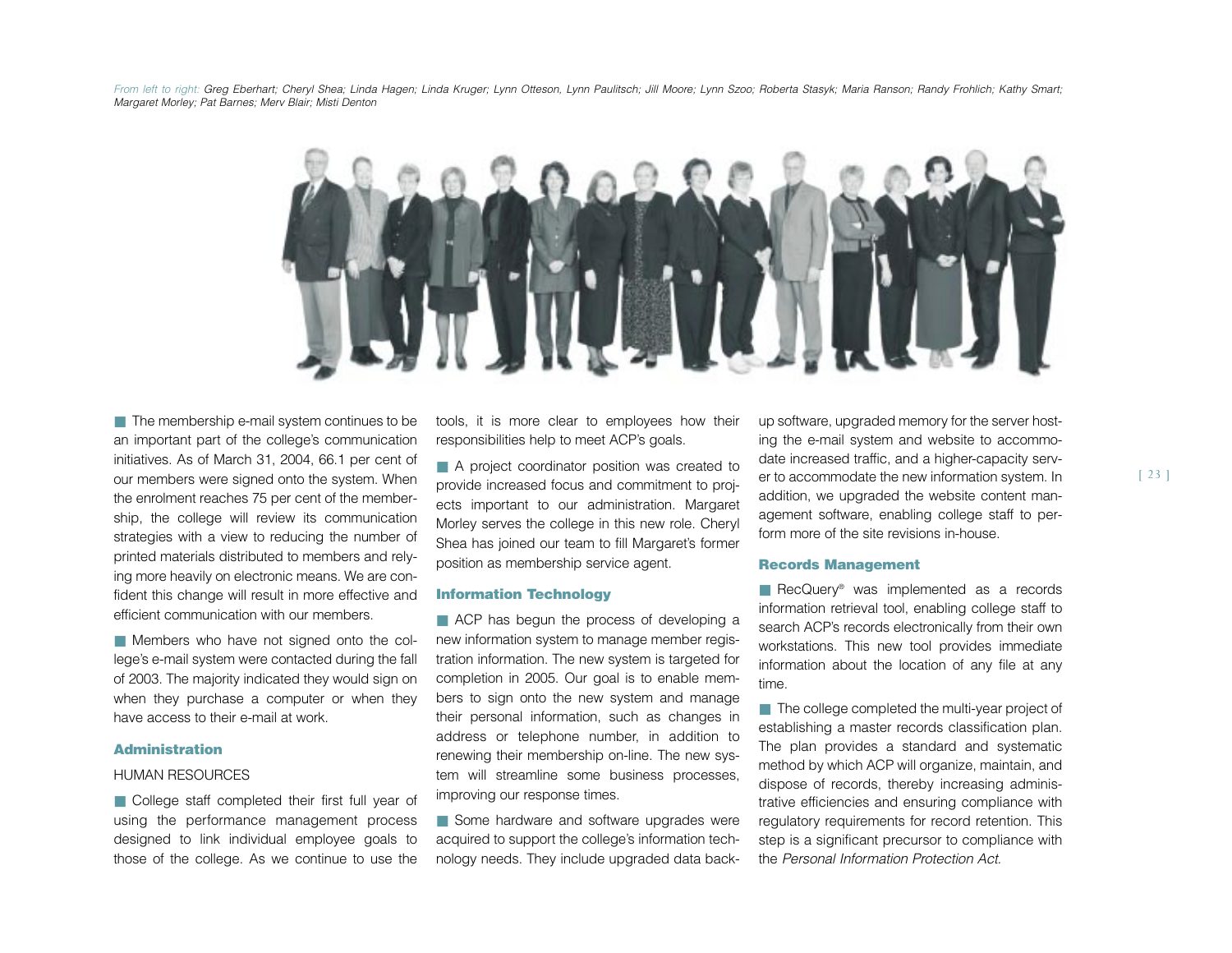*From left to right: Greg Eberhart; Cheryl Shea; Linda Hagen; Linda Kruger; Lynn Otteson, Lynn Paulitsch; Jill Moore; Lynn Szoo; Roberta Stasyk; Maria Ranson; Randy Frohlich; Kathy Smart; Margaret Morley; Pat Barnes; Merv Blair; Misti Denton*

■ The membership e-mail system continues to be an important part of the college's communication initiatives. As of March 31, 2004, 66.1 per cent of our members were signed onto the system. When the enrolment reaches 75 per cent of the membership, the college will review its communication strategies with a view to reducing the number of printed materials distributed to members and relying more heavily on electronic means. We are confident this change will result in more effective and efficient communication with our members.

■ Members who have not signed onto the college's e-mail system were contacted during the fall of 2003. The majority indicated they would sign on when they purchase a computer or when they have access to their e-mail at work.

### Administration

HUMAN RESOURCES

■ College staff completed their first full year of using the performance management process designed to link individual employee goals to those of the college. As we continue to use the tools, it is more clear to employees how their responsibilities help to meet ACP's goals.

■ A project coordinator position was created to provide increased focus and commitment to projects important to our administration. Margaret Morley serves the college in this new role. Cheryl Shea has joined our team to fill Margaret's former position as membership service agent.

### Information Technology

■ ACP has begun the process of developing a new information system to manage member registration information. The new system is targeted for completion in 2005. Our goal is to enable members to sign onto the new system and manage their personal information, such as changes in address or telephone number, in addition to renewing their membership on-line. The new system will streamline some business processes, improving our response times.

■ Some hardware and software upgrades were acquired to support the college's information technology needs. They include upgraded data back-up software, upgraded memory for the server hosting the e-mail system and website to accommodate increased traffic, and a higher-capacity server to accommodate the new information system. In addition, we upgraded the website content management software, enabling college staff to perform more of the site revisions in-house.

### Records Management

■ RecQuery® was implemented as a records information retrieval tool, enabling college staff to search ACP's records electronically from their own workstations. This new tool provides immediate information about the location of any file at any time.

■ The college completed the multi-year project of establishing a master records classification plan. The plan provides a standard and systematic method by which ACP will organize, maintain, and dispose of records, thereby increasing administrative efficiencies and ensuring compliance with regulatory requirements for record retention. This step is a significant precursor to compliance with the *Personal Information Protection Act*.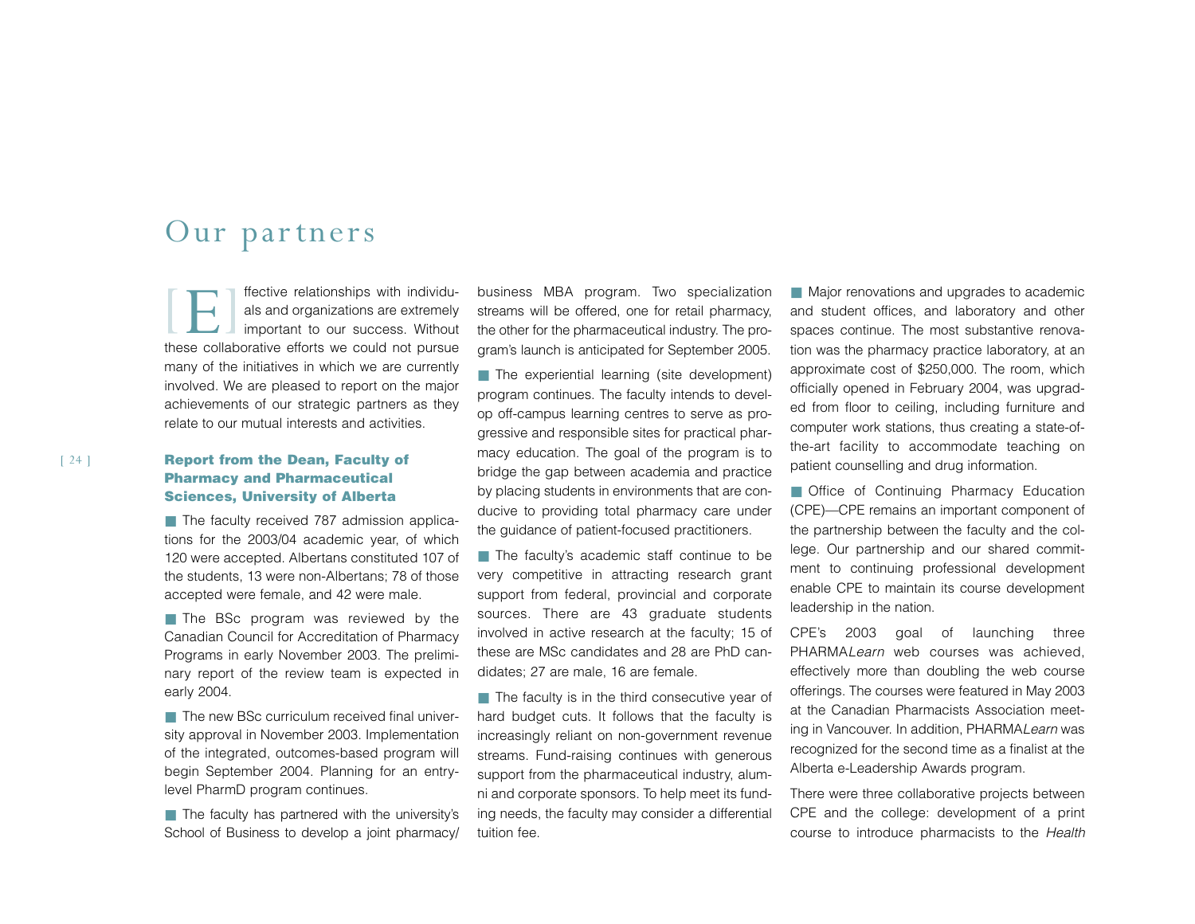# Our partners

Effective relationships with individuals and organizations are extremely important to our success. Without these collaborative efforts we could not pursue many of the initiatives in which we are currently involved. We are pleased to report on the major achievements of our strategic partners as they relate to our mutual interests and activities.

### Report from the Dean, Faculty of Pharmacy and Pharmaceutical Sciences, University of Alberta

- The faculty received 787 admission applications for the 2003/04 academic year, of which 120 were accepted. Albertans constituted 107 of the students, 13 were non-Albertans; 78 of those accepted were female, and 42 were male.

- The BSc program was reviewed by the Canadian Council for Accreditation of Pharmacy Programs in early November 2003. The preliminary report of the review team is expected in early 2004.

- The new BSc curriculum received final university approval in November 2003. Implementation of the integrated, outcomes-based program will begin September 2004. Planning for an entry-level PharmD program continues.

- The faculty has partnered with the university's School of Business to develop a joint pharmacy/business MBA program. Two specialization streams will be offered, one for retail pharmacy, the other for the pharmaceutical industry. The program's launch is anticipated for September 2005.

- The experiential learning (site development) program continues. The faculty intends to develop off-campus learning centres to serve as progressive and responsible sites for practical pharmacy education. The goal of the program is to bridge the gap between academia and practice by placing students in environments that are conducive to providing total pharmacy care under the guidance of patient-focused practitioners.

- The faculty's academic staff continue to be very competitive in attracting research grant support from federal, provincial and corporate sources. There are 43 graduate students involved in active research at the faculty; 15 of these are MSc candidates and 28 are PhD candidates; 27 are male, 16 are female.

- The faculty is in the third consecutive year of hard budget cuts. It follows that the faculty is increasingly reliant on non-government revenue streams. Fund-raising continues with generous support from the pharmaceutical industry, alumni and corporate sponsors. To help meet its funding needs, the faculty may consider a differential tuition fee.

- Major renovations and upgrades to academic and student offices, and laboratory and other spaces continue. The most substantive renovation was the pharmacy practice laboratory, at an approximate cost of $250,000. The room, which officially opened in February 2004, was upgraded from floor to ceiling, including furniture and computer work stations, thus creating a state-of-the-art facility to accommodate teaching on patient counselling and drug information.

- Office of Continuing Pharmacy Education (CPE)—CPE remains an important component of the partnership between the faculty and the college. Our partnership and our shared commitment to continuing professional development enable CPE to maintain its course development leadership in the nation.

CPE's 2003 goal of launching three PHARMA*Learn* web courses was achieved, effectively more than doubling the web course offerings. The courses were featured in May 2003 at the Canadian Pharmacists Association meeting in Vancouver. In addition, PHARMA*Learn* was recognized for the second time as a finalist at the Alberta e-Leadership Awards program.

There were three collaborative projects between CPE and the college: development of a print course to introduce pharmacists to the *Health*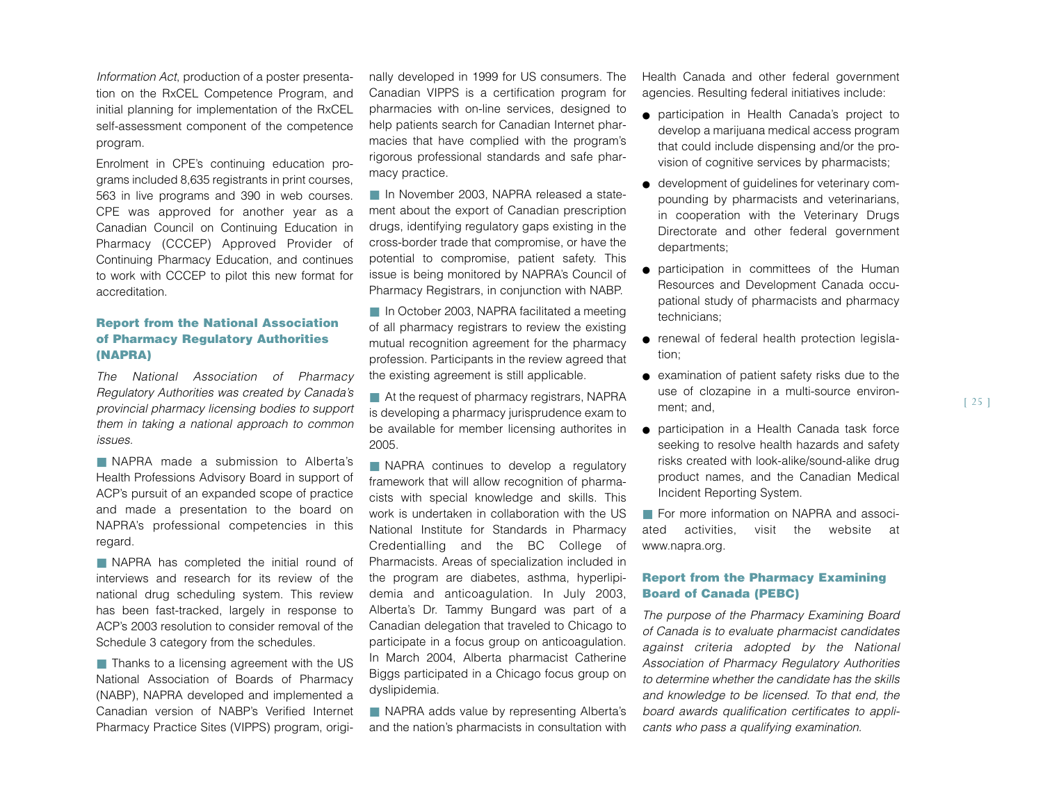*Information Act*, production of a poster presentation on the RxCEL Competence Program, and initial planning for implementation of the RxCEL self-assessment component of the competence program.

Enrolment in CPE's continuing education programs included 8,635 registrants in print courses, 563 in live programs and 390 in web courses. CPE was approved for another year as a Canadian Council on Continuing Education in Pharmacy (CCCEP) Approved Provider of Continuing Pharmacy Education, and continues to work with CCCEP to pilot this new format for accreditation.

### Report from the National Association of Pharmacy Regulatory Authorities (NAPRA)

*The National Association of Pharmacy Regulatory Authorities was created by Canada's provincial pharmacy licensing bodies to support them in taking a national approach to common issues.*

■ NAPRA made a submission to Alberta's Health Professions Advisory Board in support of ACP's pursuit of an expanded scope of practice and made a presentation to the board on NAPRA's professional competencies in this regard.

■ NAPRA has completed the initial round of interviews and research for its review of the national drug scheduling system. This review has been fast-tracked, largely in response to ACP's 2003 resolution to consider removal of the Schedule 3 category from the schedules.

■ Thanks to a licensing agreement with the US National Association of Boards of Pharmacy (NABP), NAPRA developed and implemented a Canadian version of NABP's Verified Internet Pharmacy Practice Sites (VIPPS) program, originally developed in 1999 for US consumers. The Canadian VIPPS is a certification program for pharmacies with on-line services, designed to help patients search for Canadian Internet pharmacies that have complied with the program's rigorous professional standards and safe pharmacy practice.

■ In November 2003, NAPRA released a statement about the export of Canadian prescription drugs, identifying regulatory gaps existing in the cross-border trade that compromise, or have the potential to compromise, patient safety. This issue is being monitored by NAPRA's Council of Pharmacy Registrars, in conjunction with NABP.

■ In October 2003, NAPRA facilitated a meeting of all pharmacy registrars to review the existing mutual recognition agreement for the pharmacy profession. Participants in the review agreed that the existing agreement is still applicable.

■ At the request of pharmacy registrars, NAPRA is developing a pharmacy jurisprudence exam to be available for member licensing authorites in 2005.

■ NAPRA continues to develop a regulatory framework that will allow recognition of pharmacists with special knowledge and skills. This work is undertaken in collaboration with the US National Institute for Standards in Pharmacy Credentialling and the BC College of Pharmacists. Areas of specialization included in the program are diabetes, asthma, hyperlipidemia and anticoagulation. In July 2003, Alberta's Dr. Tammy Bungard was part of a Canadian delegation that traveled to Chicago to participate in a focus group on anticoagulation. In March 2004, Alberta pharmacist Catherine Biggs participated in a Chicago focus group on dyslipidemia.

■ NAPRA adds value by representing Alberta's and the nation's pharmacists in consultation with Health Canada and other federal government agencies. Resulting federal initiatives include:

- participation in Health Canada's project to develop a marijuana medical access program that could include dispensing and/or the provision of cognitive services by pharmacists;
- development of guidelines for veterinary compounding by pharmacists and veterinarians, in cooperation with the Veterinary Drugs Directorate and other federal government departments;
- participation in committees of the Human Resources and Development Canada occupational study of pharmacists and pharmacy technicians;
- renewal of federal health protection legislation;
- examination of patient safety risks due to the use of clozapine in a multi-source environment; and,
- participation in a Health Canada task force seeking to resolve health hazards and safety risks created with look-alike/sound-alike drug product names, and the Canadian Medical Incident Reporting System.

■ For more information on NAPRA and associated activities, visit the website at www.napra.org.

### Report from the Pharmacy Examining Board of Canada (PEBC)

*The purpose of the Pharmacy Examining Board of Canada is to evaluate pharmacist candidates against criteria adopted by the National Association of Pharmacy Regulatory Authorities to determine whether the candidate has the skills and knowledge to be licensed. To that end, the board awards qualification certificates to applicants who pass a qualifying examination.*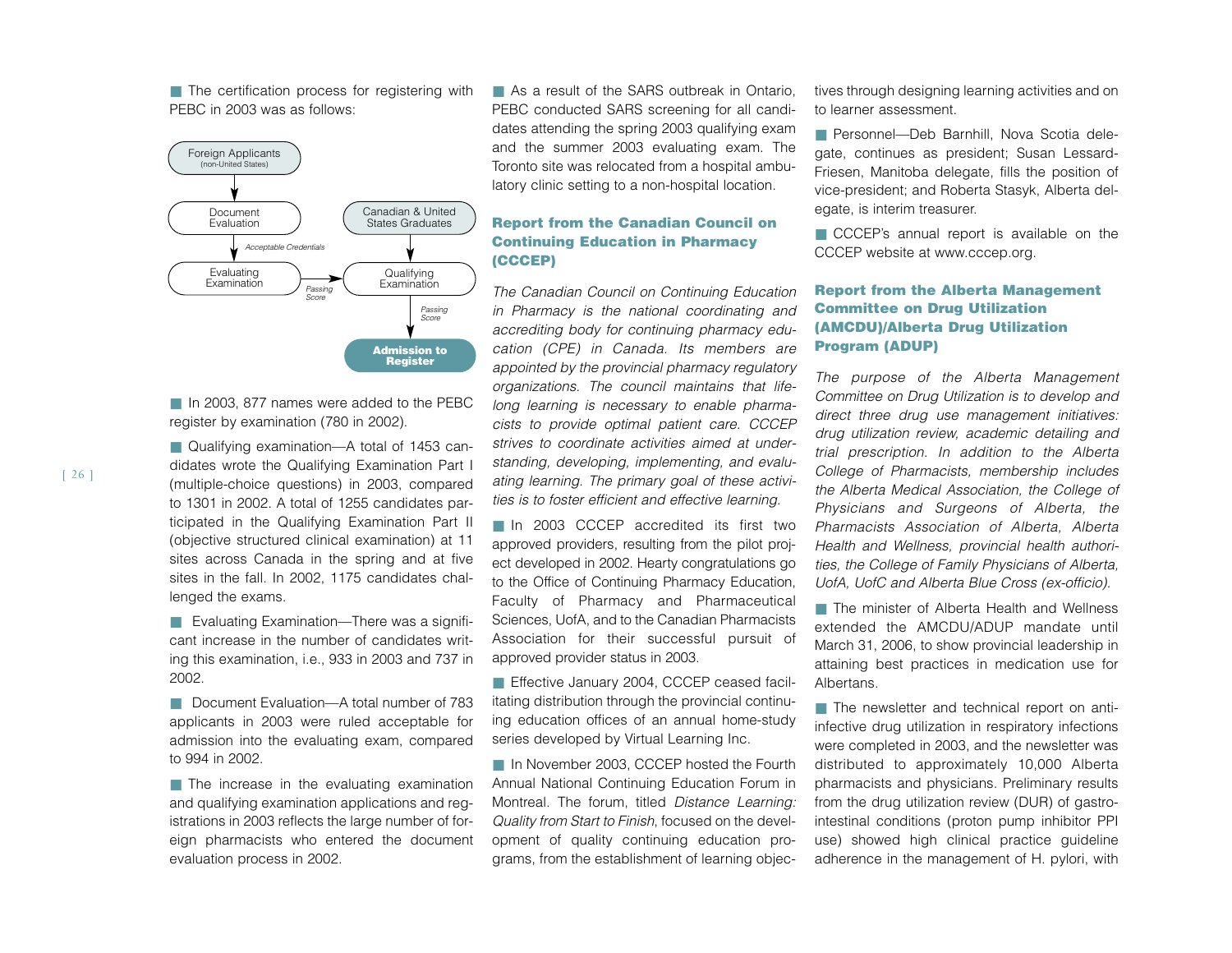The certification process for registering with PEBC in 2003 was as follows:

Foreign Applicants (non-United States) → Document Evaluation → (Acceptable Credentials) → Evaluating Examination → (Passing Score) → Qualifying Examination → (Passing Score) → Admission to Register

Canadian & United States Graduates → Qualifying Examination

In 2003, 877 names were added to the PEBC register by examination (780 in 2002).

Qualifying examination—A total of 1453 candidates wrote the Qualifying Examination Part I (multiple-choice questions) in 2003, compared to 1301 in 2002. A total of 1255 candidates participated in the Qualifying Examination Part II (objective structured clinical examination) at 11 sites across Canada in the spring and at five sites in the fall. In 2002, 1175 candidates challenged the exams.

Evaluating Examination—There was a significant increase in the number of candidates writing this examination, i.e., 933 in 2003 and 737 in 2002.

Document Evaluation—A total number of 783 applicants in 2003 were ruled acceptable for admission into the evaluating exam, compared to 994 in 2002.

The increase in the evaluating examination and qualifying examination applications and registrations in 2003 reflects the large number of foreign pharmacists who entered the document evaluation process in 2002.

As a result of the SARS outbreak in Ontario, PEBC conducted SARS screening for all candidates attending the spring 2003 qualifying exam and the summer 2003 evaluating exam. The Toronto site was relocated from a hospital ambulatory clinic setting to a non-hospital location.

## Report from the Canadian Council on Continuing Education in Pharmacy (CCCEP)

*The Canadian Council on Continuing Education in Pharmacy is the national coordinating and accrediting body for continuing pharmacy education (CPE) in Canada. Its members are appointed by the provincial pharmacy regulatory organizations. The council maintains that lifelong learning is necessary to enable pharmacists to provide optimal patient care. CCCEP strives to coordinate activities aimed at understanding, developing, implementing, and evaluating learning. The primary goal of these activities is to foster efficient and effective learning.*

In 2003 CCCEP accredited its first two approved providers, resulting from the pilot project developed in 2002. Hearty congratulations go to the Office of Continuing Pharmacy Education, Faculty of Pharmacy and Pharmaceutical Sciences, UofA, and to the Canadian Pharmacists Association for their successful pursuit of approved provider status in 2003.

Effective January 2004, CCCEP ceased facilitating distribution through the provincial continuing education offices of an annual home-study series developed by Virtual Learning Inc.

In November 2003, CCCEP hosted the Fourth Annual National Continuing Education Forum in Montreal. The forum, titled *Distance Learning: Quality from Start to Finish*, focused on the development of quality continuing education programs, from the establishment of learning objectives through designing learning activities and on to learner assessment.

Personnel—Deb Barnhill, Nova Scotia delegate, continues as president; Susan Lessard-Friesen, Manitoba delegate, fills the position of vice-president; and Roberta Stasyk, Alberta delegate, is interim treasurer.

CCCEP's annual report is available on the CCCEP website at www.cccep.org.

## Report from the Alberta Management Committee on Drug Utilization (AMCDU)/Alberta Drug Utilization Program (ADUP)

*The purpose of the Alberta Management Committee on Drug Utilization is to develop and direct three drug use management initiatives: drug utilization review, academic detailing and trial prescription. In addition to the Alberta College of Pharmacists, membership includes the Alberta Medical Association, the College of Physicians and Surgeons of Alberta, the Pharmacists Association of Alberta, Alberta Health and Wellness, provincial health authorities, the College of Family Physicians of Alberta, UofA, UofC and Alberta Blue Cross (ex-officio).*

The minister of Alberta Health and Wellness extended the AMCDU/ADUP mandate until March 31, 2006, to show provincial leadership in attaining best practices in medication use for Albertans.

The newsletter and technical report on anti-infective drug utilization in respiratory infections were completed in 2003, and the newsletter was distributed to approximately 10,000 Alberta pharmacists and physicians. Preliminary results from the drug utilization review (DUR) of gastrointestinal conditions (proton pump inhibitor PPI use) showed high clinical practice guideline adherence in the management of H. pylori, with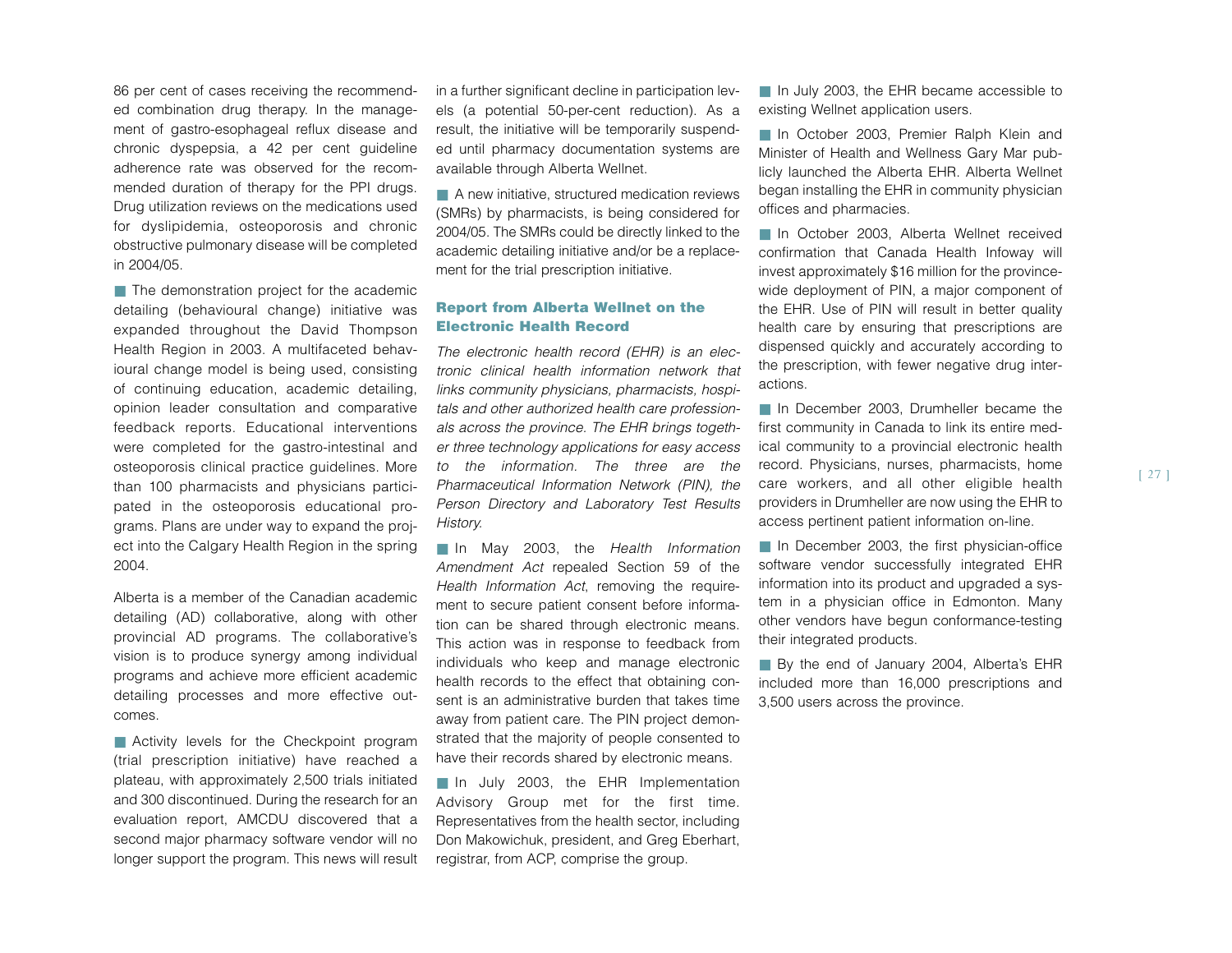86 per cent of cases receiving the recommended combination drug therapy. In the management of gastro-esophageal reflux disease and chronic dyspepsia, a 42 per cent guideline adherence rate was observed for the recommended duration of therapy for the PPI drugs. Drug utilization reviews on the medications used for dyslipidemia, osteoporosis and chronic obstructive pulmonary disease will be completed in 2004/05.

■ The demonstration project for the academic detailing (behavioural change) initiative was expanded throughout the David Thompson Health Region in 2003. A multifaceted behavioural change model is being used, consisting of continuing education, academic detailing, opinion leader consultation and comparative feedback reports. Educational interventions were completed for the gastro-intestinal and osteoporosis clinical practice guidelines. More than 100 pharmacists and physicians participated in the osteoporosis educational programs. Plans are under way to expand the project into the Calgary Health Region in the spring 2004.

Alberta is a member of the Canadian academic detailing (AD) collaborative, along with other provincial AD programs. The collaborative's vision is to produce synergy among individual programs and achieve more efficient academic detailing processes and more effective outcomes.

■ Activity levels for the Checkpoint program (trial prescription initiative) have reached a plateau, with approximately 2,500 trials initiated and 300 discontinued. During the research for an evaluation report, AMCDU discovered that a second major pharmacy software vendor will no longer support the program. This news will result in a further significant decline in participation levels (a potential 50-per-cent reduction). As a result, the initiative will be temporarily suspended until pharmacy documentation systems are available through Alberta Wellnet.

■ A new initiative, structured medication reviews (SMRs) by pharmacists, is being considered for 2004/05. The SMRs could be directly linked to the academic detailing initiative and/or be a replacement for the trial prescription initiative.

### Report from Alberta Wellnet on the Electronic Health Record

*The electronic health record (EHR) is an electronic clinical health information network that links community physicians, pharmacists, hospitals and other authorized health care professionals across the province. The EHR brings together three technology applications for easy access to the information. The three are the Pharmaceutical Information Network (PIN), the Person Directory and Laboratory Test Results History.*

■ In May 2003, the *Health Information Amendment Act* repealed Section 59 of the *Health Information Act*, removing the requirement to secure patient consent before information can be shared through electronic means. This action was in response to feedback from individuals who keep and manage electronic health records to the effect that obtaining consent is an administrative burden that takes time away from patient care. The PIN project demonstrated that the majority of people consented to have their records shared by electronic means.

■ In July 2003, the EHR Implementation Advisory Group met for the first time. Representatives from the health sector, including Don Makowichuk, president, and Greg Eberhart, registrar, from ACP, comprise the group.

■ In July 2003, the EHR became accessible to existing Wellnet application users.

■ In October 2003, Premier Ralph Klein and Minister of Health and Wellness Gary Mar publicly launched the Alberta EHR. Alberta Wellnet began installing the EHR in community physician offices and pharmacies.

■ In October 2003, Alberta Wellnet received confirmation that Canada Health Infoway will invest approximately $16 million for the province-wide deployment of PIN, a major component of the EHR. Use of PIN will result in better quality health care by ensuring that prescriptions are dispensed quickly and accurately according to the prescription, with fewer negative drug interactions.

■ In December 2003, Drumheller became the first community in Canada to link its entire medical community to a provincial electronic health record. Physicians, nurses, pharmacists, home care workers, and all other eligible health providers in Drumheller are now using the EHR to access pertinent patient information on-line.

■ In December 2003, the first physician-office software vendor successfully integrated EHR information into its product and upgraded a system in a physician office in Edmonton. Many other vendors have begun conformance-testing their integrated products.

■ By the end of January 2004, Alberta's EHR included more than 16,000 prescriptions and 3,500 users across the province.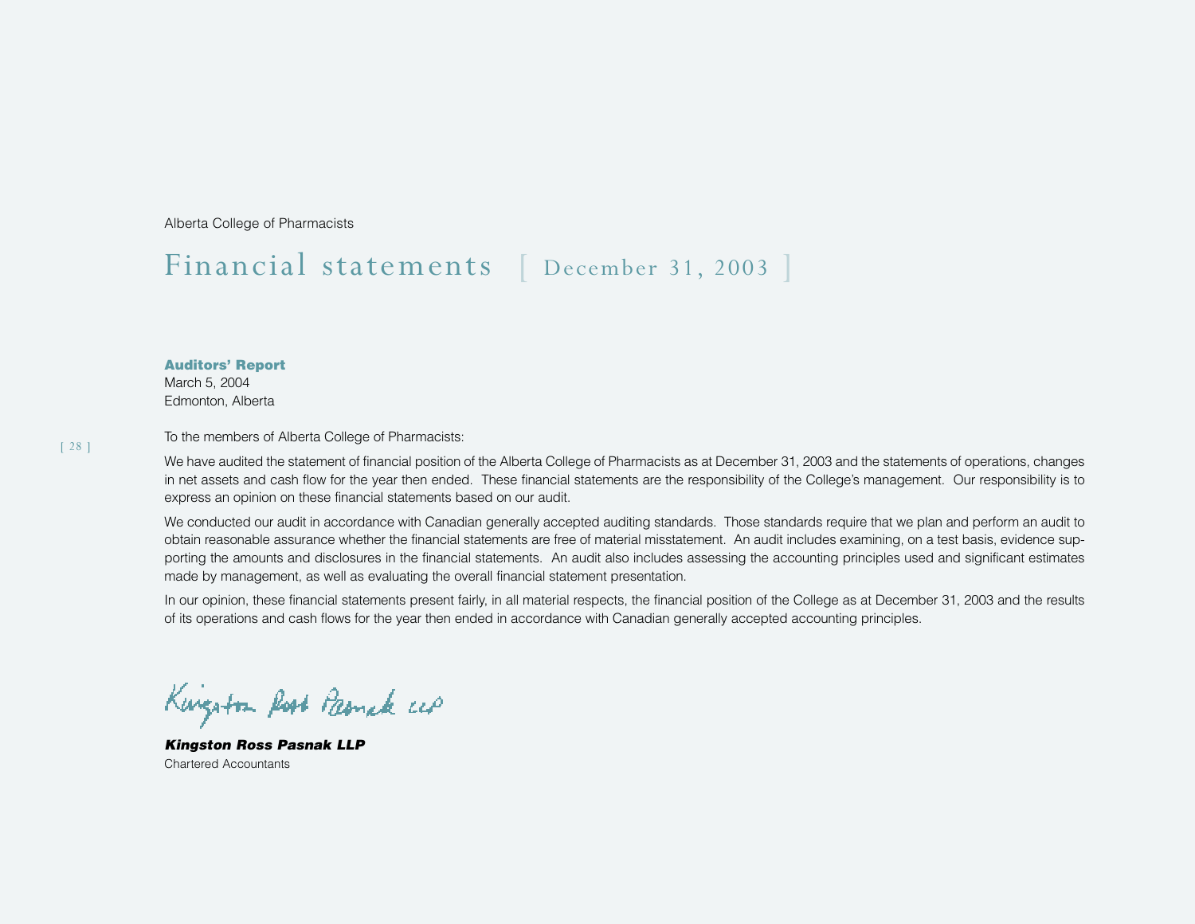Alberta College of Pharmacists

# Financial statements [ December 31, 2003 ]

## Auditors' Report

March 5, 2004
Edmonton, Alberta

To the members of Alberta College of Pharmacists:

We have audited the statement of financial position of the Alberta College of Pharmacists as at December 31, 2003 and the statements of operations, changes in net assets and cash flow for the year then ended. These financial statements are the responsibility of the College's management. Our responsibility is to express an opinion on these financial statements based on our audit.

We conducted our audit in accordance with Canadian generally accepted auditing standards. Those standards require that we plan and perform an audit to obtain reasonable assurance whether the financial statements are free of material misstatement. An audit includes examining, on a test basis, evidence supporting the amounts and disclosures in the financial statements. An audit also includes assessing the accounting principles used and significant estimates made by management, as well as evaluating the overall financial statement presentation.

In our opinion, these financial statements present fairly, in all material respects, the financial position of the College as at December 31, 2003 and the results of its operations and cash flows for the year then ended in accordance with Canadian generally accepted accounting principles.

Kingston Ross Pasnak LLP

***Kingston Ross Pasnak LLP***
Chartered Accountants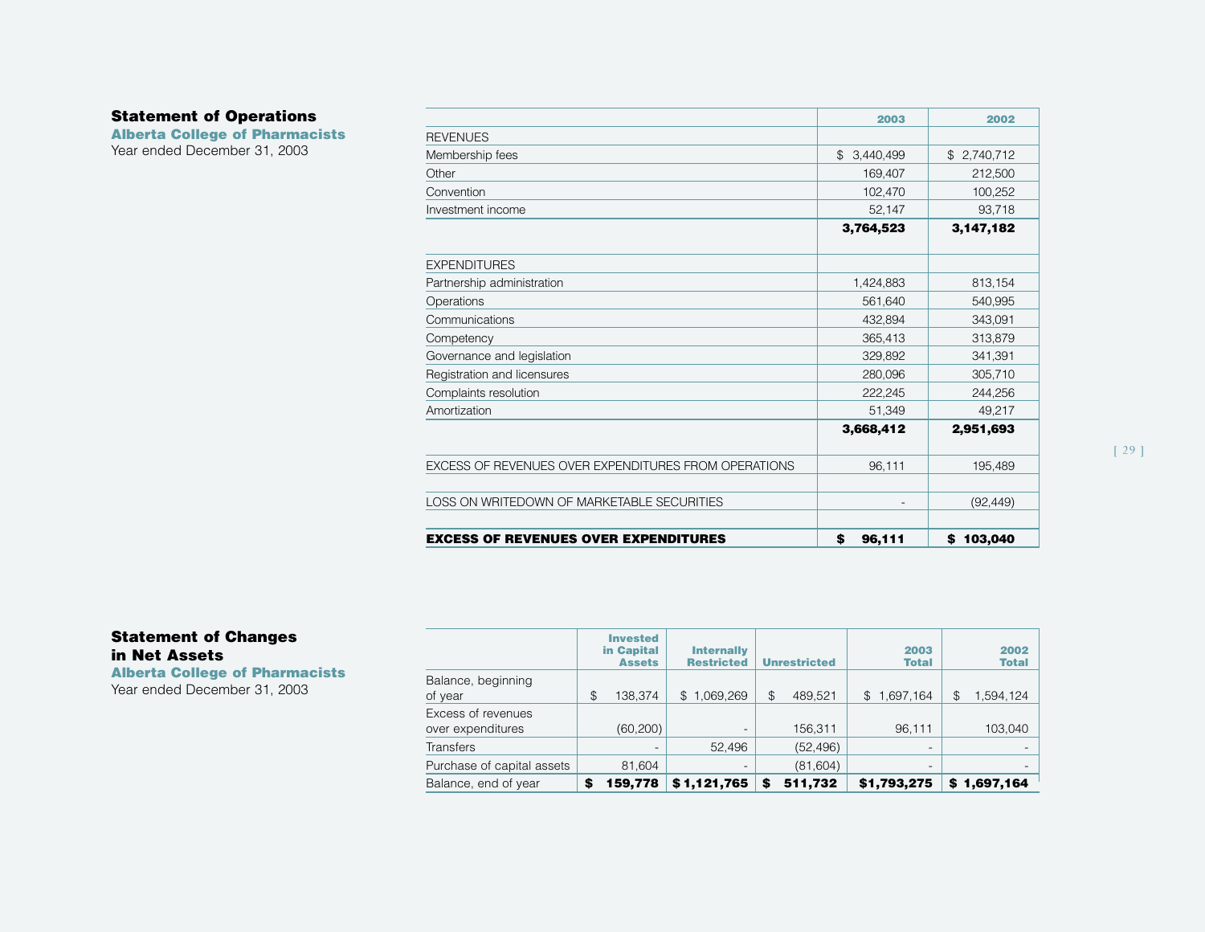## Statement of Operations

**Alberta College of Pharmacists**

Year ended December 31, 2003

| | 2003 | 2002 |
|---|---|---|
| REVENUES | | |
| Membership fees | $ 3,440,499 | $ 2,740,712 |
| Other | 169,407 | 212,500 |
| Convention | 102,470 | 100,252 |
| Investment income | 52,147 | 93,718 |
| | **3,764,523** | **3,147,182** |
| EXPENDITURES | | |
| Partnership administration | 1,424,883 | 813,154 |
| Operations | 561,640 | 540,995 |
| Communications | 432,894 | 343,091 |
| Competency | 365,413 | 313,879 |
| Governance and legislation | 329,892 | 341,391 |
| Registration and licensures | 280,096 | 305,710 |
| Complaints resolution | 222,245 | 244,256 |
| Amortization | 51,349 | 49,217 |
| | **3,668,412** | **2,951,693** |
| EXCESS OF REVENUES OVER EXPENDITURES FROM OPERATIONS | 96,111 | 195,489 |
| LOSS ON WRITEDOWN OF MARKETABLE SECURITIES | - | (92,449) |
| **EXCESS OF REVENUES OVER EXPENDITURES** | **$ 96,111** | **$ 103,040** |

## Statement of Changes in Net Assets

**Alberta College of Pharmacists**

Year ended December 31, 2003

| | Invested in Capital Assets | Internally Restricted | Unrestricted | 2003 Total | 2002 Total |
|---|---|---|---|---|---|
| Balance, beginning of year | $ 138,374 | $ 1,069,269 | $ 489,521 | $ 1,697,164 | $ 1,594,124 |
| Excess of revenues over expenditures | (60,200) | - | 156,311 | 96,111 | 103,040 |
| Transfers | - | 52,496 | (52,496) | - | - |
| Purchase of capital assets | 81,604 | - | (81,604) | - | - |
| Balance, end of year | **$ 159,778** | **$ 1,121,765** | **$ 511,732** | **$1,793,275** | **$ 1,697,164** |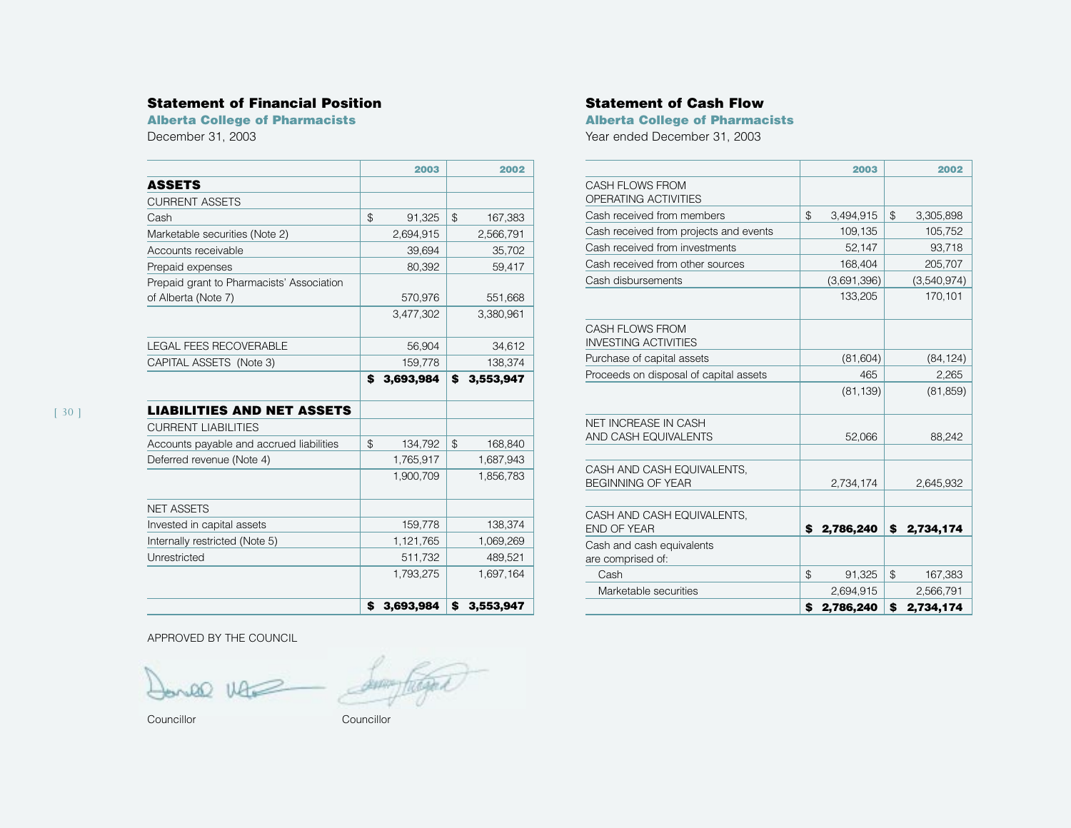## Statement of Financial Position

### Alberta College of Pharmacists

December 31, 2003

| | 2003 | 2002 |
|---|---|---|
| **ASSETS** | | |
| CURRENT ASSETS | | |
| Cash | $ 91,325 | $ 167,383 |
| Marketable securities (Note 2) | 2,694,915 | 2,566,791 |
| Accounts receivable | 39,694 | 35,702 |
| Prepaid expenses | 80,392 | 59,417 |
| Prepaid grant to Pharmacists' Association of Alberta (Note 7) | 570,976 | 551,668 |
| | 3,477,302 | 3,380,961 |
| LEGAL FEES RECOVERABLE | 56,904 | 34,612 |
| CAPITAL ASSETS (Note 3) | 159,778 | 138,374 |
| | **$ 3,693,984** | **$ 3,553,947** |
| **LIABILITIES AND NET ASSETS** | | |
| CURRENT LIABILITIES | | |
| Accounts payable and accrued liabilities | $ 134,792 | $ 168,840 |
| Deferred revenue (Note 4) | 1,765,917 | 1,687,943 |
| | 1,900,709 | 1,856,783 |
| NET ASSETS | | |
| Invested in capital assets | 159,778 | 138,374 |
| Internally restricted (Note 5) | 1,121,765 | 1,069,269 |
| Unrestricted | 511,732 | 489,521 |
| | 1,793,275 | 1,697,164 |
| | **$ 3,693,984** | **$ 3,553,947** |

APPROVED BY THE COUNCIL

Councillor

Councillor

## Statement of Cash Flow

### Alberta College of Pharmacists

Year ended December 31, 2003

| | 2003 | 2002 |
|---|---|---|
| CASH FLOWS FROM OPERATING ACTIVITIES | | |
| Cash received from members | $ 3,494,915 | $ 3,305,898 |
| Cash received from projects and events | 109,135 | 105,752 |
| Cash received from investments | 52,147 | 93,718 |
| Cash received from other sources | 168,404 | 205,707 |
| Cash disbursements | (3,691,396) | (3,540,974) |
| | 133,205 | 170,101 |
| CASH FLOWS FROM INVESTING ACTIVITIES | | |
| Purchase of capital assets | (81,604) | (84,124) |
| Proceeds on disposal of capital assets | 465 | 2,265 |
| | (81,139) | (81,859) |
| NET INCREASE IN CASH AND CASH EQUIVALENTS | 52,066 | 88,242 |
| CASH AND CASH EQUIVALENTS, BEGINNING OF YEAR | 2,734,174 | 2,645,932 |
| CASH AND CASH EQUIVALENTS, END OF YEAR | **$ 2,786,240** | **$ 2,734,174** |
| Cash and cash equivalents are comprised of: | | |
| Cash | $ 91,325 | $ 167,383 |
| Marketable securities | 2,694,915 | 2,566,791 |
| | **$ 2,786,240** | **$ 2,734,174** |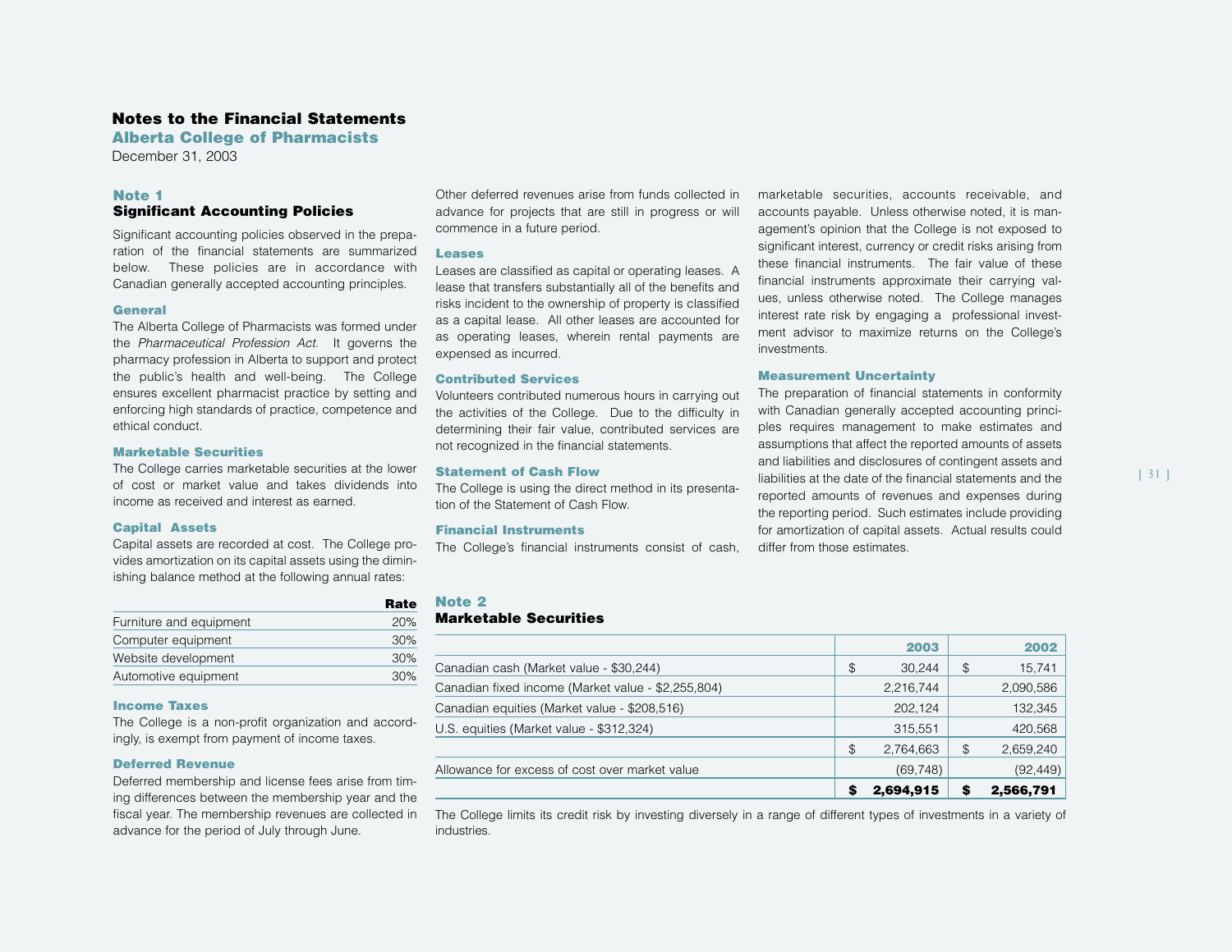# Notes to the Financial Statements

## Alberta College of Pharmacists

December 31, 2003

## Note 1
### Significant Accounting Policies

Significant accounting policies observed in the preparation of the financial statements are summarized below. These policies are in accordance with Canadian generally accepted accounting principles.

#### General

The Alberta College of Pharmacists was formed under the *Pharmaceutical Profession Act*. It governs the pharmacy profession in Alberta to support and protect the public's health and well-being. The College ensures excellent pharmacist practice by setting and enforcing high standards of practice, competence and ethical conduct.

#### Marketable Securities

The College carries marketable securities at the lower of cost or market value and takes dividends into income as received and interest as earned.

#### Capital Assets

Capital assets are recorded at cost. The College provides amortization on its capital assets using the diminishing balance method at the following annual rates:

| | Rate |
|---|---|
| Furniture and equipment | 20% |
| Computer equipment | 30% |
| Website development | 30% |
| Automotive equipment | 30% |

#### Income Taxes

The College is a non-profit organization and accordingly, is exempt from payment of income taxes.

#### Deferred Revenue

Deferred membership and license fees arise from timing differences between the membership year and the fiscal year. The membership revenues are collected in advance for the period of July through June.

Other deferred revenues arise from funds collected in advance for projects that are still in progress or will commence in a future period.

#### Leases

Leases are classified as capital or operating leases. A lease that transfers substantially all of the benefits and risks incident to the ownership of property is classified as a capital lease. All other leases are accounted for as operating leases, wherein rental payments are expensed as incurred.

#### Contributed Services

Volunteers contributed numerous hours in carrying out the activities of the College. Due to the difficulty in determining their fair value, contributed services are not recognized in the financial statements.

#### Statement of Cash Flow

The College is using the direct method in its presentation of the Statement of Cash Flow.

#### Financial Instruments

The College's financial instruments consist of cash, marketable securities, accounts receivable, and accounts payable. Unless otherwise noted, it is management's opinion that the College is not exposed to significant interest, currency or credit risks arising from these financial instruments. The fair value of these financial instruments approximate their carrying values, unless otherwise noted. The College manages interest rate risk by engaging a professional investment advisor to maximize returns on the College's investments.

#### Measurement Uncertainty

The preparation of financial statements in conformity with Canadian generally accepted accounting principles requires management to make estimates and assumptions that affect the reported amounts of assets and liabilities and disclosures of contingent assets and liabilities at the date of the financial statements and the reported amounts of revenues and expenses during the reporting period. Such estimates include providing for amortization of capital assets. Actual results could differ from those estimates.

## Note 2
### Marketable Securities

| | 2003 | 2002 |
|---|---|---|
| Canadian cash (Market value - $30,244) | $ 30,244 | $ 15,741 |
| Canadian fixed income (Market value - $2,255,804) | 2,216,744 | 2,090,586 |
| Canadian equities (Market value - $208,516) | 202,124 | 132,345 |
| U.S. equities (Market value - $312,324) | 315,551 | 420,568 |
| | $ 2,764,663 | $ 2,659,240 |
| Allowance for excess of cost over market value | (69,748) | (92,449) |
| | **$ 2,694,915** | **$ 2,566,791** |

The College limits its credit risk by investing diversely in a range of different types of investments in a variety of industries.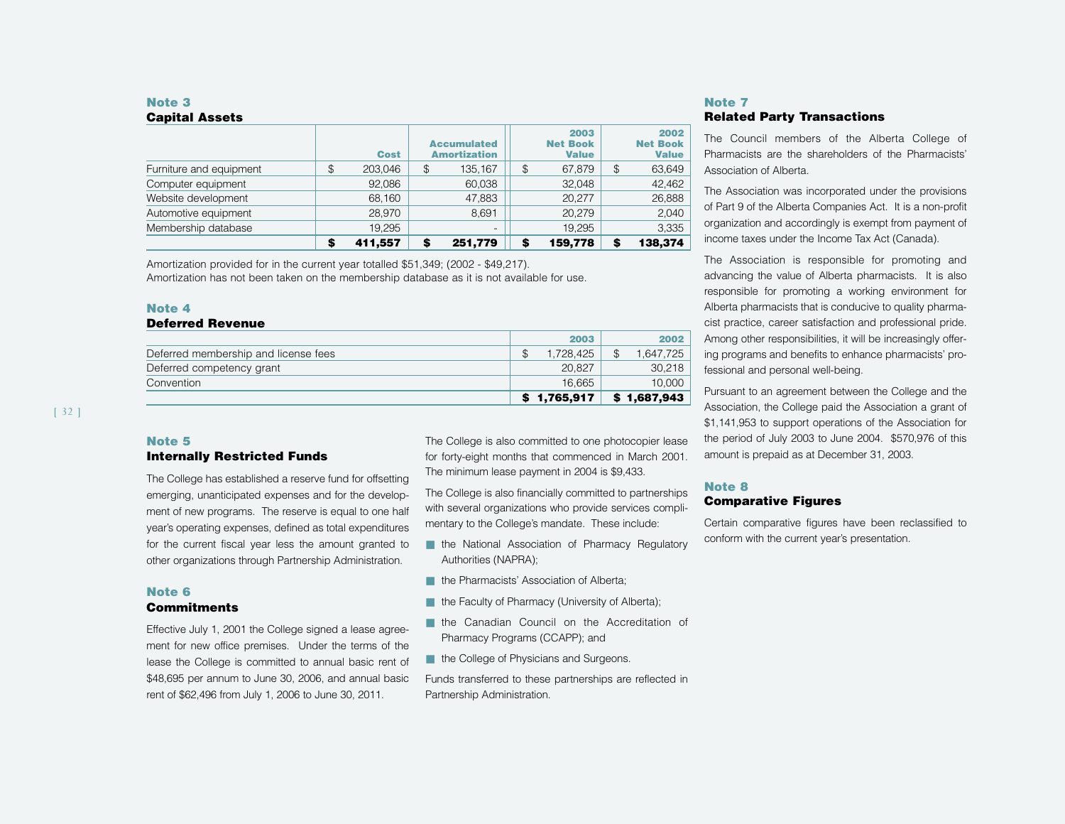## Note 3
### Capital Assets

| | Cost | Accumulated Amortization | 2003 Net Book Value | 2002 Net Book Value |
|---|---|---|---|---|
| Furniture and equipment | $ 203,046 | $ 135,167 | $ 67,879 | $ 63,649 |
| Computer equipment | 92,086 | 60,038 | 32,048 | 42,462 |
| Website development | 68,160 | 47,883 | 20,277 | 26,888 |
| Automotive equipment | 28,970 | 8,691 | 20,279 | 2,040 |
| Membership database | 19,295 | - | 19,295 | 3,335 |
| | **$ 411,557** | **$ 251,779** | **$ 159,778** | **$ 138,374** |

Amortization provided for in the current year totalled $51,349; (2002 - $49,217).
Amortization has not been taken on the membership database as it is not available for use.

## Note 4
### Deferred Revenue

| | 2003 | 2002 |
|---|---|---|
| Deferred membership and license fees | $ 1,728,425 | $ 1,647,725 |
| Deferred competency grant | 20,827 | 30,218 |
| Convention | 16,665 | 10,000 |
| | **$ 1,765,917** | **$ 1,687,943** |

## Note 5
### Internally Restricted Funds

The College has established a reserve fund for offsetting emerging, unanticipated expenses and for the development of new programs. The reserve is equal to one half year's operating expenses, defined as total expenditures for the current fiscal year less the amount granted to other organizations through Partnership Administration.

## Note 6
### Commitments

Effective July 1, 2001 the College signed a lease agreement for new office premises. Under the terms of the lease the College is committed to annual basic rent of $48,695 per annum to June 30, 2006, and annual basic rent of $62,496 from July 1, 2006 to June 30, 2011.

The College is also committed to one photocopier lease for forty-eight months that commenced in March 2001. The minimum lease payment in 2004 is $9,433.

The College is also financially committed to partnerships with several organizations who provide services complimentary to the College's mandate. These include:

- the National Association of Pharmacy Regulatory Authorities (NAPRA);
- the Pharmacists' Association of Alberta;
- the Faculty of Pharmacy (University of Alberta);
- the Canadian Council on the Accreditation of Pharmacy Programs (CCAPP); and
- the College of Physicians and Surgeons.

Funds transferred to these partnerships are reflected in Partnership Administration.

## Note 7
### Related Party Transactions

The Council members of the Alberta College of Pharmacists are the shareholders of the Pharmacists' Association of Alberta.

The Association was incorporated under the provisions of Part 9 of the Alberta Companies Act. It is a non-profit organization and accordingly is exempt from payment of income taxes under the Income Tax Act (Canada).

The Association is responsible for promoting and advancing the value of Alberta pharmacists. It is also responsible for promoting a working environment for Alberta pharmacists that is conducive to quality pharmacist practice, career satisfaction and professional pride. Among other responsibilities, it will be increasingly offering programs and benefits to enhance pharmacists' professional and personal well-being.

Pursuant to an agreement between the College and the Association, the College paid the Association a grant of $1,141,953 to support operations of the Association for the period of July 2003 to June 2004. $570,976 of this amount is prepaid as at December 31, 2003.

## Note 8
### Comparative Figures

Certain comparative figures have been reclassified to conform with the current year's presentation.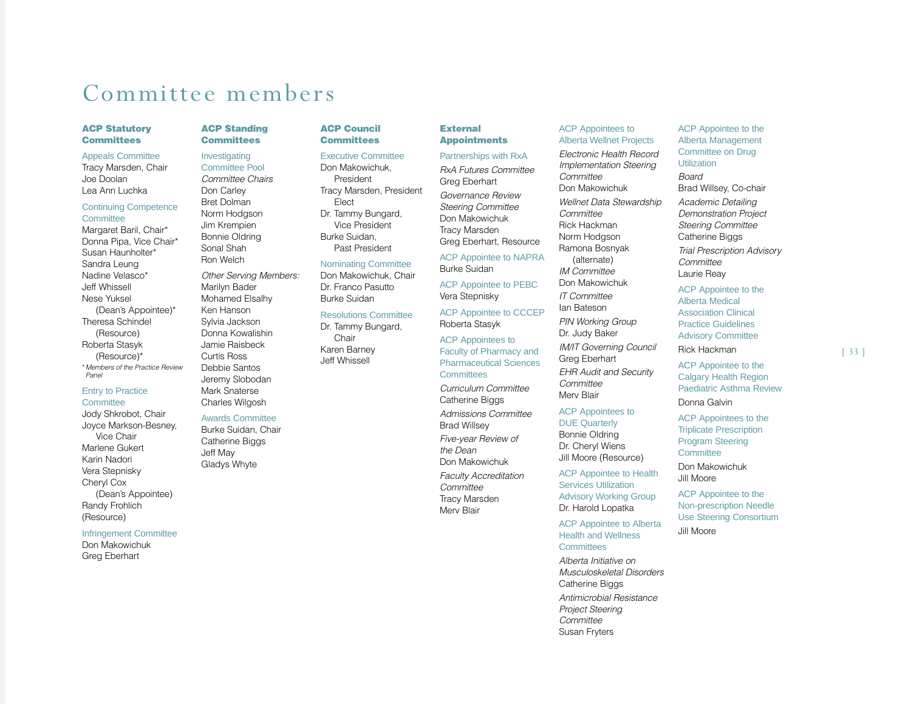# Committee members

## ACP Statutory Committees

### Appeals Committee

Tracy Marsden, Chair
Joe Doolan
Lea Ann Luchka

### Continuing Competence Committee

Margaret Baril, Chair*
Donna Pipa, Vice Chair*
Susan Haunholter*
Sandra Leung
Nadine Velasco*
Jeff Whissell
Nese Yuksel (Dean's Appointee)*
Theresa Schindel (Resource)
Roberta Stasyk (Resource)*

*\* Members of the Practice Review Panel*

### Entry to Practice Committee

Jody Shkrobot, Chair
Joyce Markson-Besney, Vice Chair
Marlene Gukert
Karin Nadori
Vera Stepnisky
Cheryl Cox (Dean's Appointee)
Randy Frohlich (Resource)

### Infringement Committee

Don Makowichuk
Greg Eberhart

## ACP Standing Committees

### Investigating Committee Pool

*Committee Chairs*

Don Carley
Bret Dolman
Norm Hodgson
Jim Krempien
Bonnie Oldring
Sonal Shah
Ron Welch

*Other Serving Members:*

Marilyn Bader
Mohamed Elsalhy
Ken Hanson
Sylvia Jackson
Donna Kowalishin
Jamie Raisbeck
Curtis Ross
Debbie Santos
Jeremy Slobodan
Mark Snaterse
Charles Wilgosh

### Awards Committee

Burke Suidan, Chair
Catherine Biggs
Jeff May
Gladys Whyte

## ACP Council Committees

### Executive Committee

Don Makowichuk, President
Tracy Marsden, President Elect
Dr. Tammy Bungard, Vice President
Burke Suidan, Past President

### Nominating Committee

Don Makowichuk, Chair
Dr. Franco Pasutto
Burke Suidan

### Resolutions Committee

Dr. Tammy Bungard, Chair
Karen Barney
Jeff Whissell

## External Appointments

### Partnerships with RxA

*RxA Futures Committee*
Greg Eberhart

*Governance Review Steering Committee*
Don Makowichuk
Tracy Marsden
Greg Eberhart, Resource

### ACP Appointee to NAPRA

Burke Suidan

### ACP Appointee to PEBC

Vera Stepnisky

### ACP Appointee to CCCEP

Roberta Stasyk

### ACP Appointees to Faculty of Pharmacy and Pharmaceutical Sciences Committees

*Curriculum Committee*
Catherine Biggs

*Admissions Committee*
Brad Willsey

*Five-year Review of the Dean*
Don Makowichuk

*Faculty Accreditation Committee*
Tracy Marsden
Merv Blair

### ACP Appointees to Alberta Wellnet Projects

*Electronic Health Record Implementation Steering Committee*
Don Makowichuk

*Wellnet Data Stewardship Committee*
Rick Hackman
Norm Hodgson
Ramona Bosnyak (alternate)

*IM Committee*
Don Makowichuk

*IT Committee*
Ian Bateson

*PIN Working Group*
Dr. Judy Baker

*IM/IT Governing Council*
Greg Eberhart

*EHR Audit and Security Committee*
Merv Blair

### ACP Appointees to DUE Quarterly

Bonnie Oldring
Dr. Cheryl Wiens
Jill Moore (Resource)

### ACP Appointee to Health Services Utilization Advisory Working Group

Dr. Harold Lopatka

### ACP Appointee to Alberta Health and Wellness Committees

*Alberta Initiative on Musculoskeletal Disorders*
Catherine Biggs

*Antimicrobial Resistance Project Steering Committee*
Susan Fryters

### ACP Appointee to the Alberta Management Committee on Drug Utilization

*Board*
Brad Willsey, Co-chair

*Academic Detailing Demonstration Project Steering Committee*
Catherine Biggs

*Trial Prescription Advisory Committee*
Laurie Reay

### ACP Appointee to the Alberta Medical Association Clinical Practice Guidelines Advisory Committee

Rick Hackman

### ACP Appointee to the Calgary Health Region Paediatric Asthma Review

Donna Galvin

### ACP Appointees to the Triplicate Prescription Program Steering Committee

Don Makowichuk
Jill Moore

### ACP Appointee to the Non-prescription Needle Use Steering Consortium

Jill Moore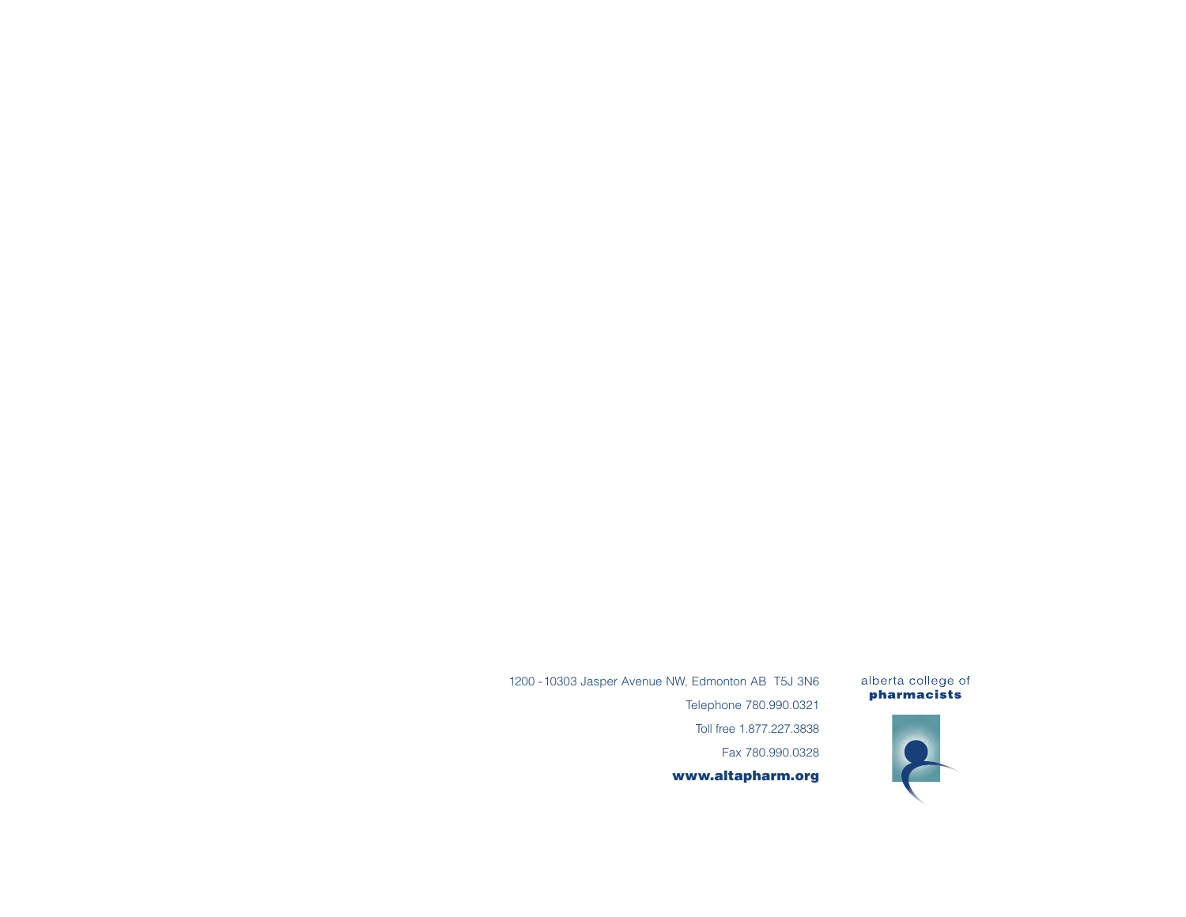1200 - 10303 Jasper Avenue NW, Edmonton AB T5J 3N6

Telephone 780.990.0321

Toll free 1.877.227.3838

Fax 780.990.0328

**www.altapharm.org**

alberta college of
**pharmacists**